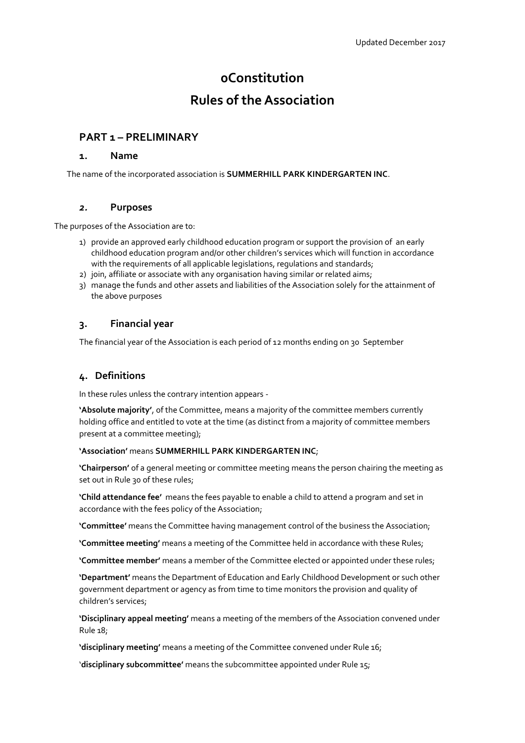Updated December 2017

# oConstitution

# Rules of the Association

## PART 1 – PRELIMINARY

### 1. Name

The name of the incorporated association is **SUMMERHILL PARK KINDERGARTEN INC**.

### *2.* Purposes

The purposes of the Association are to:

1) provide an approved early childhood education program or support the provision of an early childhood education program and/or other children's services which will function in accordance with the requirements of all applicable legislations, regulations and standards;
2) join, affiliate or associate with any organisation having similar or related aims;
3) manage the funds and other assets and liabilities of the Association solely for the attainment of the above purposes

### 3. Financial year

The financial year of the Association is each period of 12 months ending on 30 September

### 4. Definitions

In these rules unless the contrary intention appears -

**'Absolute majority'**, of the Committee, means a majority of the committee members currently holding office and entitled to vote at the time (as distinct from a majority of committee members present at a committee meeting);

**'Association'** means **SUMMERHILL PARK KINDERGARTEN INC**;

**'Chairperson'** of a general meeting or committee meeting means the person chairing the meeting as set out in Rule 30 of these rules;

**'Child attendance fee'** means the fees payable to enable a child to attend a program and set in accordance with the fees policy of the Association;

**'Committee'** means the Committee having management control of the business the Association;

**'Committee meeting'** means a meeting of the Committee held in accordance with these Rules;

**'Committee member'** means a member of the Committee elected or appointed under these rules;

**'Department'** means the Department of Education and Early Childhood Development or such other government department or agency as from time to time monitors the provision and quality of children's services;

**'Disciplinary appeal meeting'** means a meeting of the members of the Association convened under Rule 18;

**'disciplinary meeting'** means a meeting of the Committee convened under Rule 16;

'**disciplinary subcommittee'** means the subcommittee appointed under Rule 15;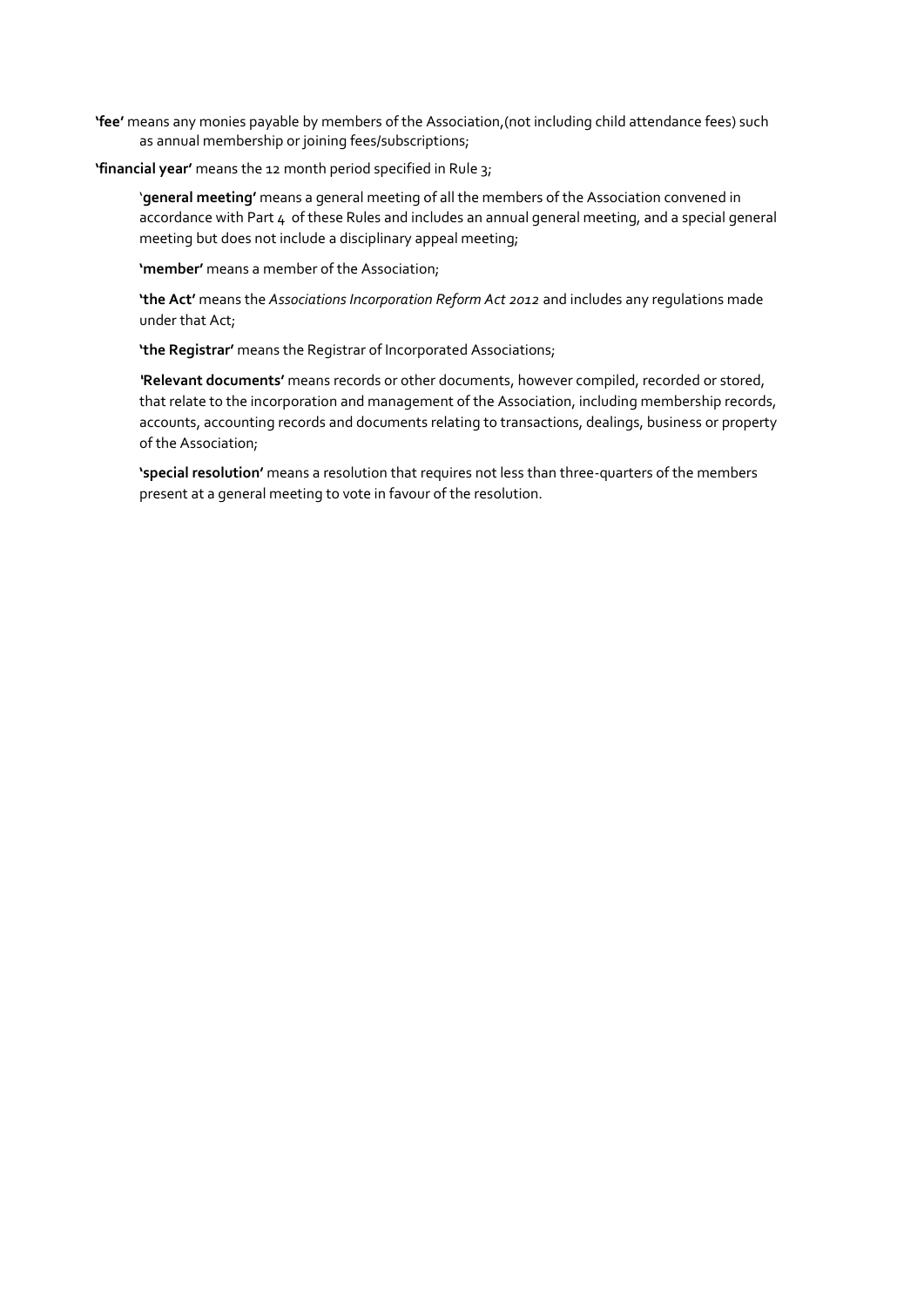**'fee'** means any monies payable by members of the Association,(not including child attendance fees) such as annual membership or joining fees/subscriptions;

**'financial year'** means the 12 month period specified in Rule 3;

'**general meeting'** means a general meeting of all the members of the Association convened in accordance with Part 4 of these Rules and includes an annual general meeting, and a special general meeting but does not include a disciplinary appeal meeting;

**'member'** means a member of the Association;

**'the Act'** means the *Associations Incorporation Reform Act 2012* and includes any regulations made under that Act;

**'the Registrar'** means the Registrar of Incorporated Associations;

**'Relevant documents'** means records or other documents, however compiled, recorded or stored, that relate to the incorporation and management of the Association, including membership records, accounts, accounting records and documents relating to transactions, dealings, business or property of the Association;

**'special resolution'** means a resolution that requires not less than three-quarters of the members present at a general meeting to vote in favour of the resolution.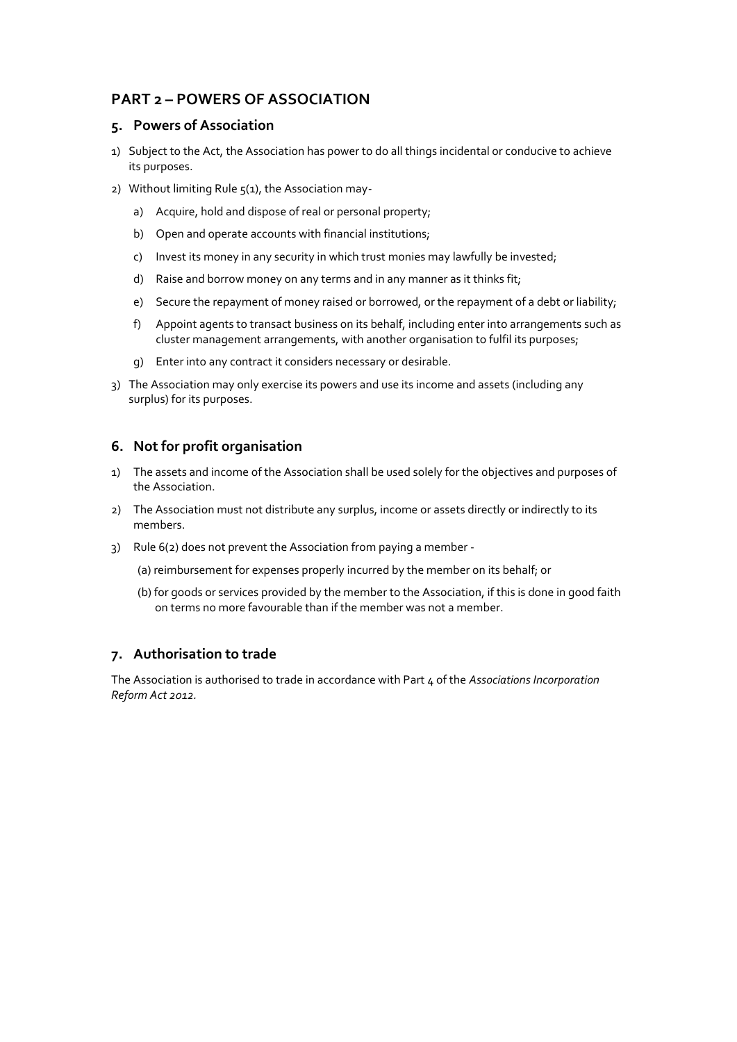## PART 2 – POWERS OF ASSOCIATION

### 5. Powers of Association

1) Subject to the Act, the Association has power to do all things incidental or conducive to achieve its purposes.

2) Without limiting Rule 5(1), the Association may-

    a) Acquire, hold and dispose of real or personal property;

    b) Open and operate accounts with financial institutions;

    c) Invest its money in any security in which trust monies may lawfully be invested;

    d) Raise and borrow money on any terms and in any manner as it thinks fit;

    e) Secure the repayment of money raised or borrowed, or the repayment of a debt or liability;

    f) Appoint agents to transact business on its behalf, including enter into arrangements such as cluster management arrangements, with another organisation to fulfil its purposes;

    g) Enter into any contract it considers necessary or desirable.

3) The Association may only exercise its powers and use its income and assets (including any surplus) for its purposes.

### 6. Not for profit organisation

1) The assets and income of the Association shall be used solely for the objectives and purposes of the Association.

2) The Association must not distribute any surplus, income or assets directly or indirectly to its members.

3) Rule 6(2) does not prevent the Association from paying a member -

    (a) reimbursement for expenses properly incurred by the member on its behalf; or

    (b) for goods or services provided by the member to the Association, if this is done in good faith on terms no more favourable than if the member was not a member.

### 7. Authorisation to trade

The Association is authorised to trade in accordance with Part 4 of the *Associations Incorporation Reform Act 2012*.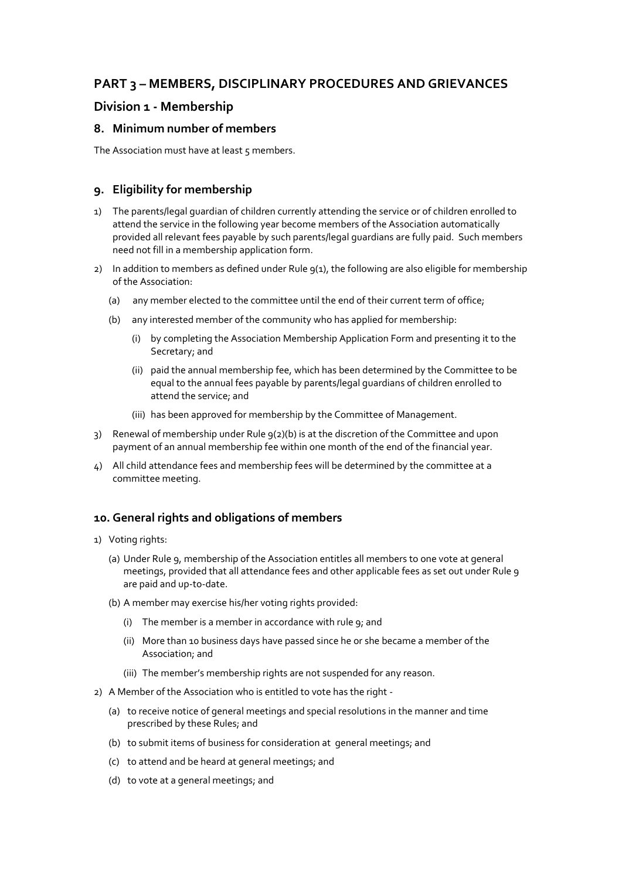## PART 3 – MEMBERS, DISCIPLINARY PROCEDURES AND GRIEVANCES

### Division 1 - Membership

### 8. Minimum number of members

The Association must have at least 5 members.

### 9. Eligibility for membership

1) The parents/legal guardian of children currently attending the service or of children enrolled to attend the service in the following year become members of the Association automatically provided all relevant fees payable by such parents/legal guardians are fully paid. Such members need not fill in a membership application form.

2) In addition to members as defined under Rule 9(1), the following are also eligible for membership of the Association:

   (a) any member elected to the committee until the end of their current term of office;

   (b) any interested member of the community who has applied for membership:

      (i) by completing the Association Membership Application Form and presenting it to the Secretary; and

      (ii) paid the annual membership fee, which has been determined by the Committee to be equal to the annual fees payable by parents/legal guardians of children enrolled to attend the service; and

      (iii) has been approved for membership by the Committee of Management.

3) Renewal of membership under Rule 9(2)(b) is at the discretion of the Committee and upon payment of an annual membership fee within one month of the end of the financial year.

4) All child attendance fees and membership fees will be determined by the committee at a committee meeting.

### 10. General rights and obligations of members

1) Voting rights:

   (a) Under Rule 9, membership of the Association entitles all members to one vote at general meetings, provided that all attendance fees and other applicable fees as set out under Rule 9 are paid and up-to-date.

   (b) A member may exercise his/her voting rights provided:

      (i) The member is a member in accordance with rule 9; and

      (ii) More than 10 business days have passed since he or she became a member of the Association; and

      (iii) The member's membership rights are not suspended for any reason.

2) A Member of the Association who is entitled to vote has the right -

   (a) to receive notice of general meetings and special resolutions in the manner and time prescribed by these Rules; and

   (b) to submit items of business for consideration at general meetings; and

   (c) to attend and be heard at general meetings; and

   (d) to vote at a general meetings; and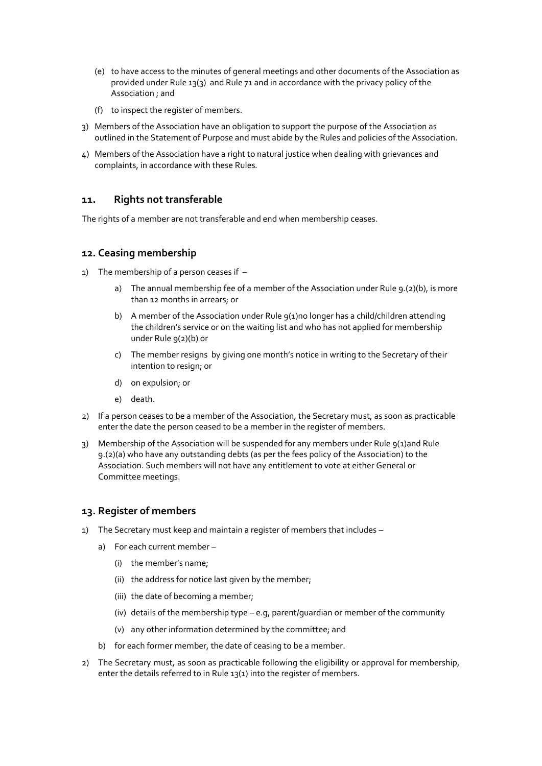(e) to have access to the minutes of general meetings and other documents of the Association as provided under Rule 13(3) and Rule 71 and in accordance with the privacy policy of the Association ; and

(f) to inspect the register of members.

3) Members of the Association have an obligation to support the purpose of the Association as outlined in the Statement of Purpose and must abide by the Rules and policies of the Association.

4) Members of the Association have a right to natural justice when dealing with grievances and complaints, in accordance with these Rules.

## 11. Rights not transferable

The rights of a member are not transferable and end when membership ceases.

## 12. Ceasing membership

1) The membership of a person ceases if –

   a) The annual membership fee of a member of the Association under Rule 9.(2)(b), is more than 12 months in arrears; or

   b) A member of the Association under Rule 9(1)no longer has a child/children attending the children's service or on the waiting list and who has not applied for membership under Rule 9(2)(b) or

   c) The member resigns by giving one month's notice in writing to the Secretary of their intention to resign; or

   d) on expulsion; or

   e) death.

2) If a person ceases to be a member of the Association, the Secretary must, as soon as practicable enter the date the person ceased to be a member in the register of members.

3) Membership of the Association will be suspended for any members under Rule 9(1)and Rule 9.(2)(a) who have any outstanding debts (as per the fees policy of the Association) to the Association. Such members will not have any entitlement to vote at either General or Committee meetings.

## 13. Register of members

1) The Secretary must keep and maintain a register of members that includes –

   a) For each current member –

      (i) the member's name;

      (ii) the address for notice last given by the member;

      (iii) the date of becoming a member;

      (iv) details of the membership type – e.g, parent/guardian or member of the community

      (v) any other information determined by the committee; and

   b) for each former member, the date of ceasing to be a member.

2) The Secretary must, as soon as practicable following the eligibility or approval for membership, enter the details referred to in Rule 13(1) into the register of members.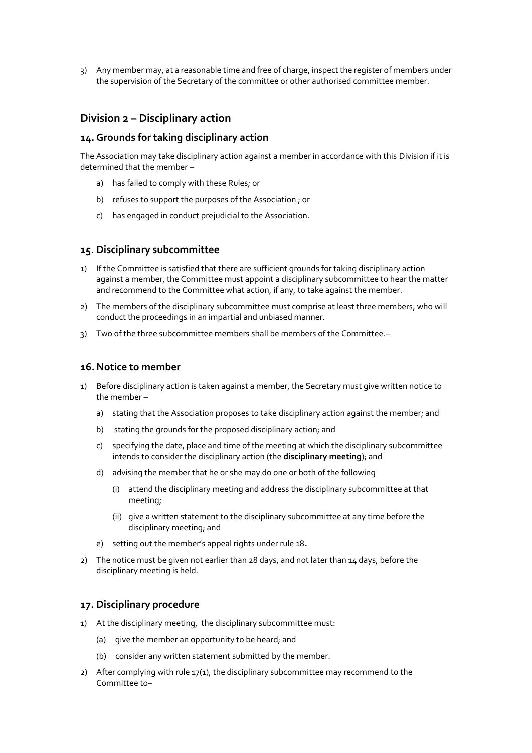3) Any member may, at a reasonable time and free of charge, inspect the register of members under the supervision of the Secretary of the committee or other authorised committee member.

## Division 2 – Disciplinary action

### 14. Grounds for taking disciplinary action

The Association may take disciplinary action against a member in accordance with this Division if it is determined that the member –

a) has failed to comply with these Rules; or

b) refuses to support the purposes of the Association ; or

c) has engaged in conduct prejudicial to the Association.

### 15. Disciplinary subcommittee

1) If the Committee is satisfied that there are sufficient grounds for taking disciplinary action against a member, the Committee must appoint a disciplinary subcommittee to hear the matter and recommend to the Committee what action, if any, to take against the member.

2) The members of the disciplinary subcommittee must comprise at least three members, who will conduct the proceedings in an impartial and unbiased manner.

3) Two of the three subcommittee members shall be members of the Committee.–

### 16. Notice to member

1) Before disciplinary action is taken against a member, the Secretary must give written notice to the member –

   a) stating that the Association proposes to take disciplinary action against the member; and

   b) stating the grounds for the proposed disciplinary action; and

   c) specifying the date, place and time of the meeting at which the disciplinary subcommittee intends to consider the disciplinary action (the **disciplinary meeting**); and

   d) advising the member that he or she may do one or both of the following

      (i) attend the disciplinary meeting and address the disciplinary subcommittee at that meeting;

      (ii) give a written statement to the disciplinary subcommittee at any time before the disciplinary meeting; and

   e) setting out the member's appeal rights under rule 18.

2) The notice must be given not earlier than 28 days, and not later than 14 days, before the disciplinary meeting is held.

### 17. Disciplinary procedure

1) At the disciplinary meeting, the disciplinary subcommittee must:

   (a) give the member an opportunity to be heard; and

   (b) consider any written statement submitted by the member.

2) After complying with rule 17(1), the disciplinary subcommittee may recommend to the Committee to–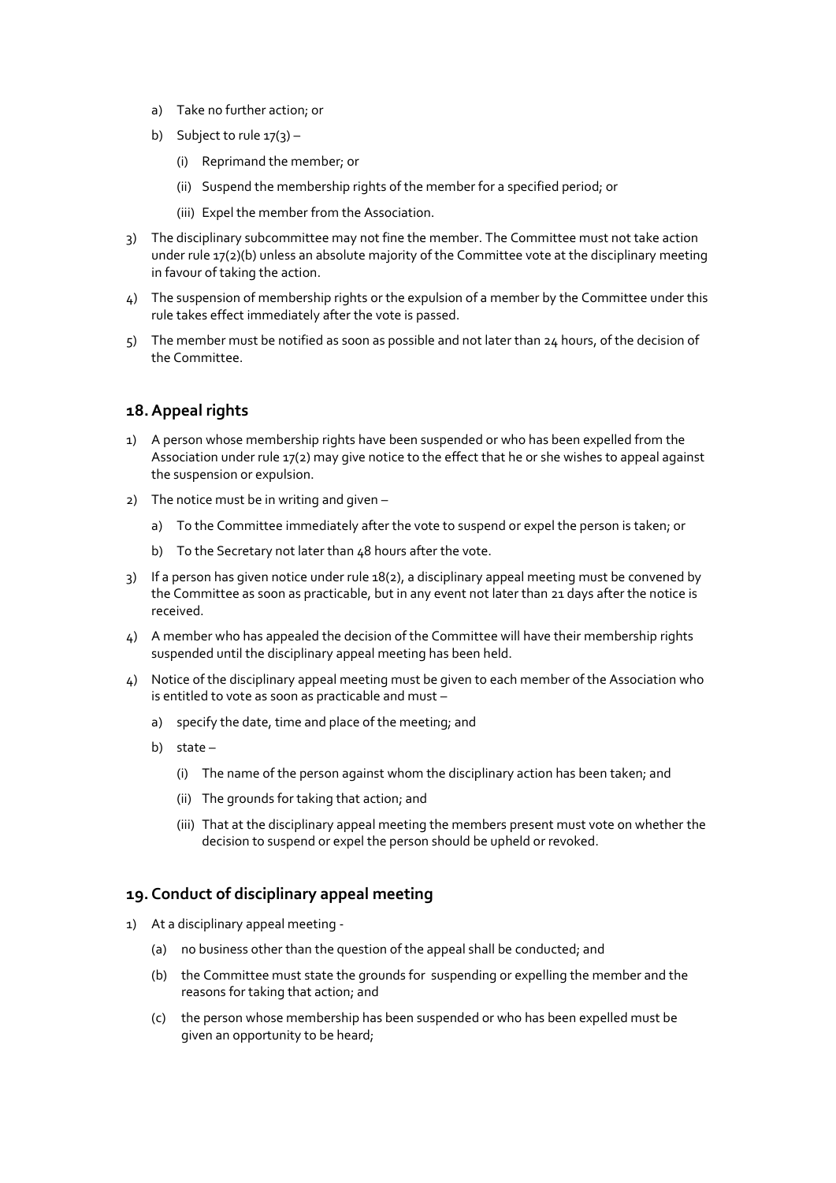a) Take no further action; or

b) Subject to rule 17(3) –

    (i) Reprimand the member; or

    (ii) Suspend the membership rights of the member for a specified period; or

    (iii) Expel the member from the Association.

3) The disciplinary subcommittee may not fine the member. The Committee must not take action under rule 17(2)(b) unless an absolute majority of the Committee vote at the disciplinary meeting in favour of taking the action.

4) The suspension of membership rights or the expulsion of a member by the Committee under this rule takes effect immediately after the vote is passed.

5) The member must be notified as soon as possible and not later than 24 hours, of the decision of the Committee.

## 18. Appeal rights

1) A person whose membership rights have been suspended or who has been expelled from the Association under rule 17(2) may give notice to the effect that he or she wishes to appeal against the suspension or expulsion.

2) The notice must be in writing and given –

    a) To the Committee immediately after the vote to suspend or expel the person is taken; or

    b) To the Secretary not later than 48 hours after the vote.

3) If a person has given notice under rule 18(2), a disciplinary appeal meeting must be convened by the Committee as soon as practicable, but in any event not later than 21 days after the notice is received.

4) A member who has appealed the decision of the Committee will have their membership rights suspended until the disciplinary appeal meeting has been held.

4) Notice of the disciplinary appeal meeting must be given to each member of the Association who is entitled to vote as soon as practicable and must –

    a) specify the date, time and place of the meeting; and

    b) state –

        (i) The name of the person against whom the disciplinary action has been taken; and

        (ii) The grounds for taking that action; and

        (iii) That at the disciplinary appeal meeting the members present must vote on whether the decision to suspend or expel the person should be upheld or revoked.

## 19. Conduct of disciplinary appeal meeting

1) At a disciplinary appeal meeting -

    (a) no business other than the question of the appeal shall be conducted; and

    (b) the Committee must state the grounds for suspending or expelling the member and the reasons for taking that action; and

    (c) the person whose membership has been suspended or who has been expelled must be given an opportunity to be heard;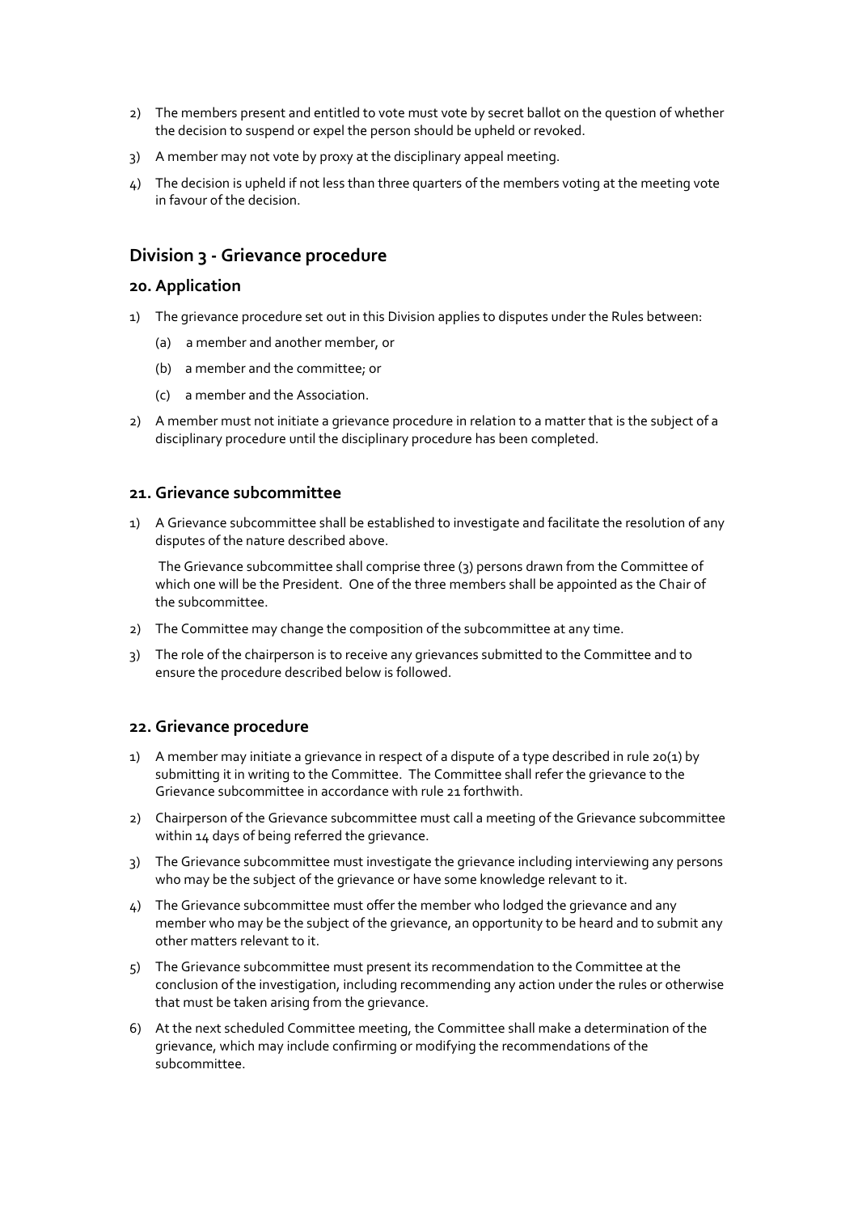2) The members present and entitled to vote must vote by secret ballot on the question of whether the decision to suspend or expel the person should be upheld or revoked.

3) A member may not vote by proxy at the disciplinary appeal meeting.

4) The decision is upheld if not less than three quarters of the members voting at the meeting vote in favour of the decision.

## Division 3 - Grievance procedure

### 20. Application

1) The grievance procedure set out in this Division applies to disputes under the Rules between:

   (a) a member and another member, or

   (b) a member and the committee; or

   (c) a member and the Association.

2) A member must not initiate a grievance procedure in relation to a matter that is the subject of a disciplinary procedure until the disciplinary procedure has been completed.

### 21. Grievance subcommittee

1) A Grievance subcommittee shall be established to investigate and facilitate the resolution of any disputes of the nature described above.

   The Grievance subcommittee shall comprise three (3) persons drawn from the Committee of which one will be the President. One of the three members shall be appointed as the Chair of the subcommittee.

2) The Committee may change the composition of the subcommittee at any time.

3) The role of the chairperson is to receive any grievances submitted to the Committee and to ensure the procedure described below is followed.

### 22. Grievance procedure

1) A member may initiate a grievance in respect of a dispute of a type described in rule 20(1) by submitting it in writing to the Committee. The Committee shall refer the grievance to the Grievance subcommittee in accordance with rule 21 forthwith.

2) Chairperson of the Grievance subcommittee must call a meeting of the Grievance subcommittee within 14 days of being referred the grievance.

3) The Grievance subcommittee must investigate the grievance including interviewing any persons who may be the subject of the grievance or have some knowledge relevant to it.

4) The Grievance subcommittee must offer the member who lodged the grievance and any member who may be the subject of the grievance, an opportunity to be heard and to submit any other matters relevant to it.

5) The Grievance subcommittee must present its recommendation to the Committee at the conclusion of the investigation, including recommending any action under the rules or otherwise that must be taken arising from the grievance.

6) At the next scheduled Committee meeting, the Committee shall make a determination of the grievance, which may include confirming or modifying the recommendations of the subcommittee.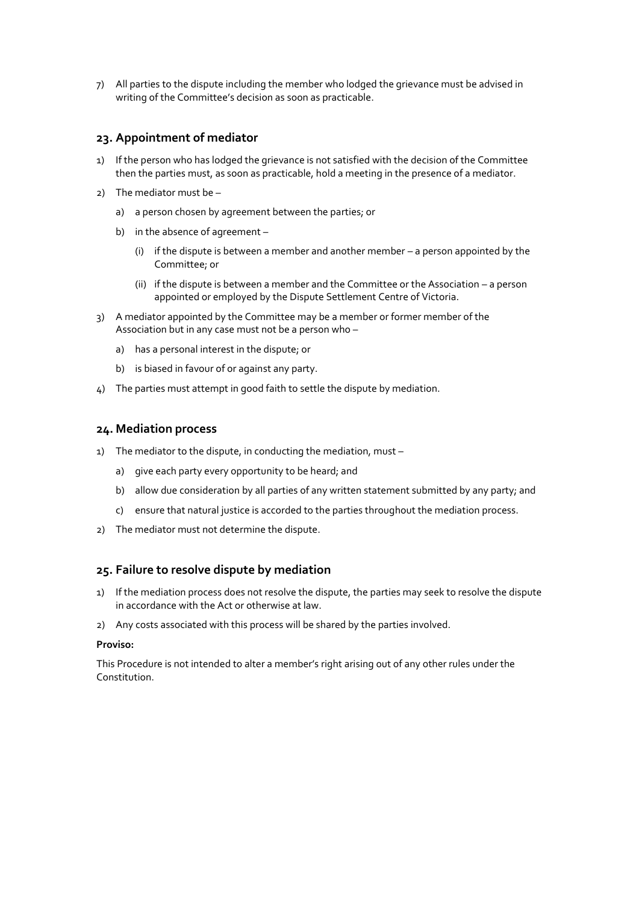7) All parties to the dispute including the member who lodged the grievance must be advised in writing of the Committee's decision as soon as practicable.

## 23. Appointment of mediator

1) If the person who has lodged the grievance is not satisfied with the decision of the Committee then the parties must, as soon as practicable, hold a meeting in the presence of a mediator.
2) The mediator must be –
   a) a person chosen by agreement between the parties; or
   b) in the absence of agreement –
      (i) if the dispute is between a member and another member – a person appointed by the Committee; or
      (ii) if the dispute is between a member and the Committee or the Association – a person appointed or employed by the Dispute Settlement Centre of Victoria.
3) A mediator appointed by the Committee may be a member or former member of the Association but in any case must not be a person who –
   a) has a personal interest in the dispute; or
   b) is biased in favour of or against any party.
4) The parties must attempt in good faith to settle the dispute by mediation.

## 24. Mediation process

1) The mediator to the dispute, in conducting the mediation, must –
   a) give each party every opportunity to be heard; and
   b) allow due consideration by all parties of any written statement submitted by any party; and
   c) ensure that natural justice is accorded to the parties throughout the mediation process.
2) The mediator must not determine the dispute.

## 25. Failure to resolve dispute by mediation

1) If the mediation process does not resolve the dispute, the parties may seek to resolve the dispute in accordance with the Act or otherwise at law.
2) Any costs associated with this process will be shared by the parties involved.

**Proviso:**

This Procedure is not intended to alter a member's right arising out of any other rules under the Constitution.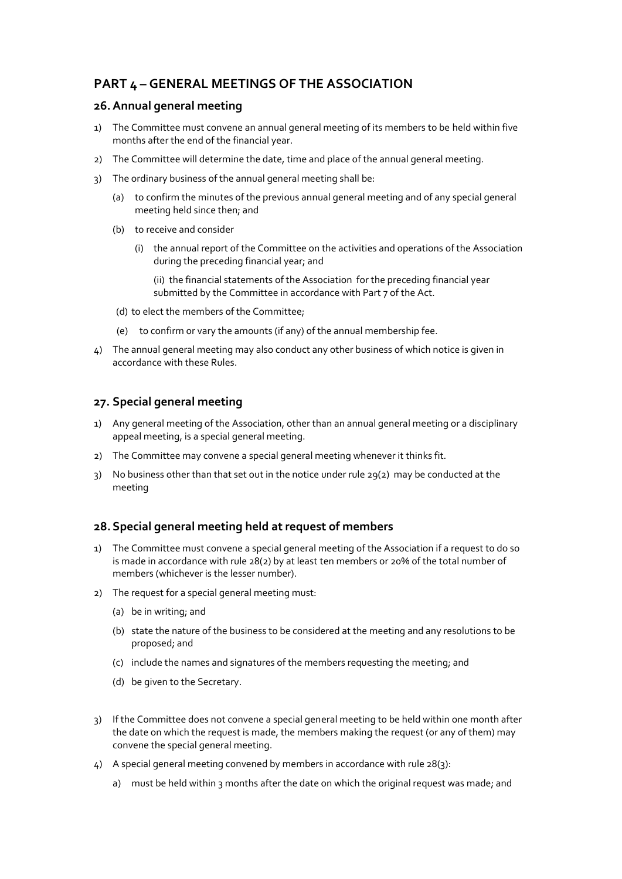## PART 4 – GENERAL MEETINGS OF THE ASSOCIATION

### 26. Annual general meeting

1) The Committee must convene an annual general meeting of its members to be held within five months after the end of the financial year.
2) The Committee will determine the date, time and place of the annual general meeting.
3) The ordinary business of the annual general meeting shall be:
   (a) to confirm the minutes of the previous annual general meeting and of any special general meeting held since then; and
   (b) to receive and consider
      (i) the annual report of the Committee on the activities and operations of the Association during the preceding financial year; and
      (ii) the financial statements of the Association for the preceding financial year submitted by the Committee in accordance with Part 7 of the Act.
   (d) to elect the members of the Committee;
   (e) to confirm or vary the amounts (if any) of the annual membership fee.
4) The annual general meeting may also conduct any other business of which notice is given in accordance with these Rules.

### 27. Special general meeting

1) Any general meeting of the Association, other than an annual general meeting or a disciplinary appeal meeting, is a special general meeting.
2) The Committee may convene a special general meeting whenever it thinks fit.
3) No business other than that set out in the notice under rule 29(2) may be conducted at the meeting

### 28. Special general meeting held at request of members

1) The Committee must convene a special general meeting of the Association if a request to do so is made in accordance with rule 28(2) by at least ten members or 20% of the total number of members (whichever is the lesser number).
2) The request for a special general meeting must:
   (a) be in writing; and
   (b) state the nature of the business to be considered at the meeting and any resolutions to be proposed; and
   (c) include the names and signatures of the members requesting the meeting; and
   (d) be given to the Secretary.
3) If the Committee does not convene a special general meeting to be held within one month after the date on which the request is made, the members making the request (or any of them) may convene the special general meeting.
4) A special general meeting convened by members in accordance with rule 28(3):
   a) must be held within 3 months after the date on which the original request was made; and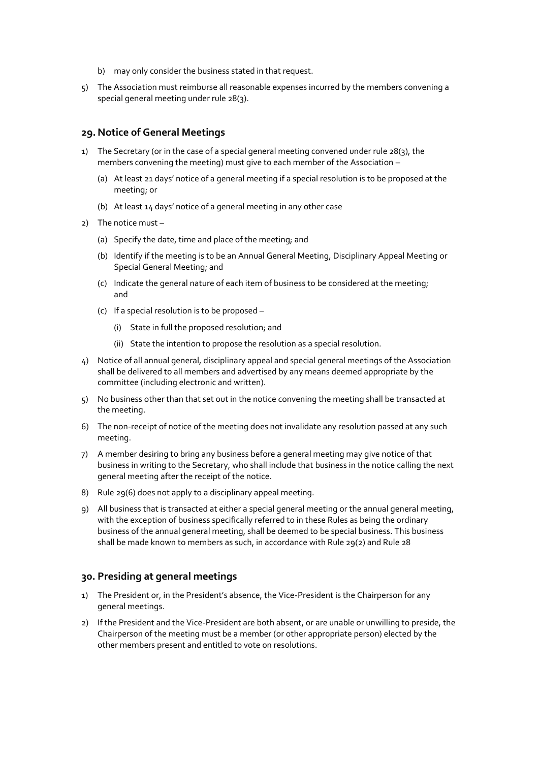b) may only consider the business stated in that request.

5) The Association must reimburse all reasonable expenses incurred by the members convening a special general meeting under rule 28(3).

## 29. Notice of General Meetings

1) The Secretary (or in the case of a special general meeting convened under rule 28(3), the members convening the meeting) must give to each member of the Association –

   (a) At least 21 days' notice of a general meeting if a special resolution is to be proposed at the meeting; or

   (b) At least 14 days' notice of a general meeting in any other case

2) The notice must –

   (a) Specify the date, time and place of the meeting; and

   (b) Identify if the meeting is to be an Annual General Meeting, Disciplinary Appeal Meeting or Special General Meeting; and

   (c) Indicate the general nature of each item of business to be considered at the meeting; and

   (c) If a special resolution is to be proposed –

      (i) State in full the proposed resolution; and

      (ii) State the intention to propose the resolution as a special resolution.

4) Notice of all annual general, disciplinary appeal and special general meetings of the Association shall be delivered to all members and advertised by any means deemed appropriate by the committee (including electronic and written).

5) No business other than that set out in the notice convening the meeting shall be transacted at the meeting.

6) The non-receipt of notice of the meeting does not invalidate any resolution passed at any such meeting.

7) A member desiring to bring any business before a general meeting may give notice of that business in writing to the Secretary, who shall include that business in the notice calling the next general meeting after the receipt of the notice.

8) Rule 29(6) does not apply to a disciplinary appeal meeting.

9) All business that is transacted at either a special general meeting or the annual general meeting, with the exception of business specifically referred to in these Rules as being the ordinary business of the annual general meeting, shall be deemed to be special business. This business shall be made known to members as such, in accordance with Rule 29(2) and Rule 28

## 30. Presiding at general meetings

1) The President or, in the President's absence, the Vice-President is the Chairperson for any general meetings.

2) If the President and the Vice-President are both absent, or are unable or unwilling to preside, the Chairperson of the meeting must be a member (or other appropriate person) elected by the other members present and entitled to vote on resolutions.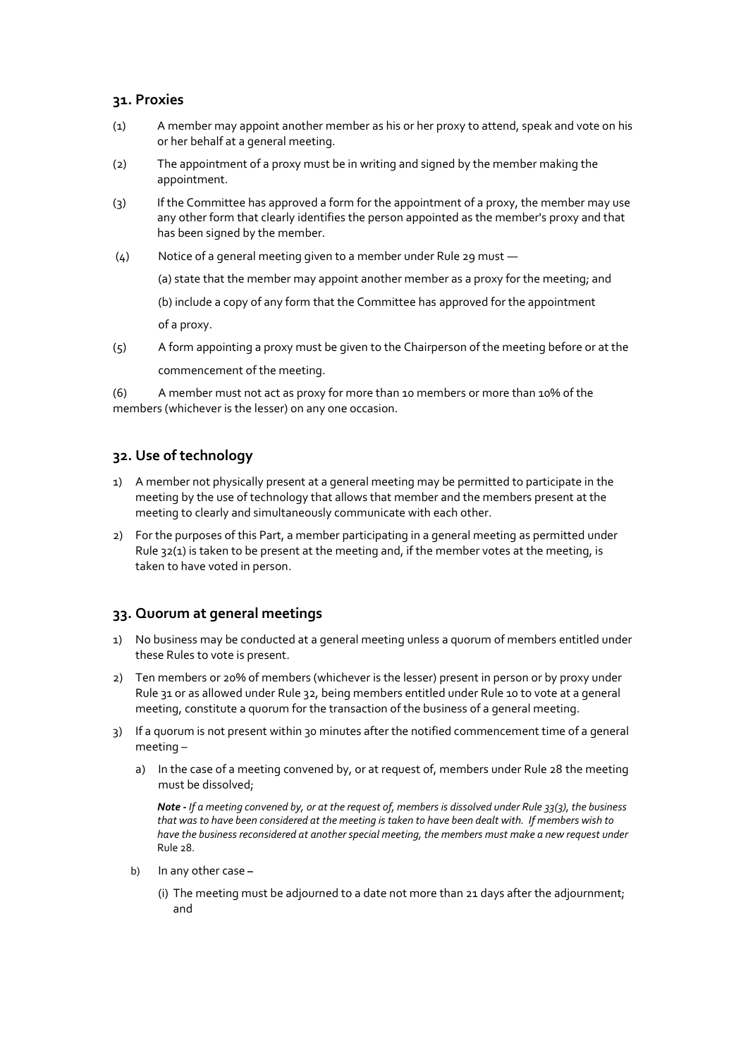## 31. Proxies

(1) A member may appoint another member as his or her proxy to attend, speak and vote on his or her behalf at a general meeting.

(2) The appointment of a proxy must be in writing and signed by the member making the appointment.

(3) If the Committee has approved a form for the appointment of a proxy, the member may use any other form that clearly identifies the person appointed as the member's proxy and that has been signed by the member.

(4) Notice of a general meeting given to a member under Rule 29 must —

(a) state that the member may appoint another member as a proxy for the meeting; and

(b) include a copy of any form that the Committee has approved for the appointment of a proxy.

(5) A form appointing a proxy must be given to the Chairperson of the meeting before or at the commencement of the meeting.

(6) A member must not act as proxy for more than 10 members or more than 10% of the members (whichever is the lesser) on any one occasion.

## 32. Use of technology

1) A member not physically present at a general meeting may be permitted to participate in the meeting by the use of technology that allows that member and the members present at the meeting to clearly and simultaneously communicate with each other.

2) For the purposes of this Part, a member participating in a general meeting as permitted under Rule 32(1) is taken to be present at the meeting and, if the member votes at the meeting, is taken to have voted in person.

## 33. Quorum at general meetings

1) No business may be conducted at a general meeting unless a quorum of members entitled under these Rules to vote is present.

2) Ten members or 20% of members (whichever is the lesser) present in person or by proxy under Rule 31 or as allowed under Rule 32, being members entitled under Rule 10 to vote at a general meeting, constitute a quorum for the transaction of the business of a general meeting.

3) If a quorum is not present within 30 minutes after the notified commencement time of a general meeting –

   a) In the case of a meeting convened by, or at request of, members under Rule 28 the meeting must be dissolved;

      ***Note -*** *If a meeting convened by, or at the request of, members is dissolved under Rule 33(3), the business that was to have been considered at the meeting is taken to have been dealt with. If members wish to have the business reconsidered at another special meeting, the members must make a new request under* Rule 28.

   b) In any other case –

      (i) The meeting must be adjourned to a date not more than 21 days after the adjournment; and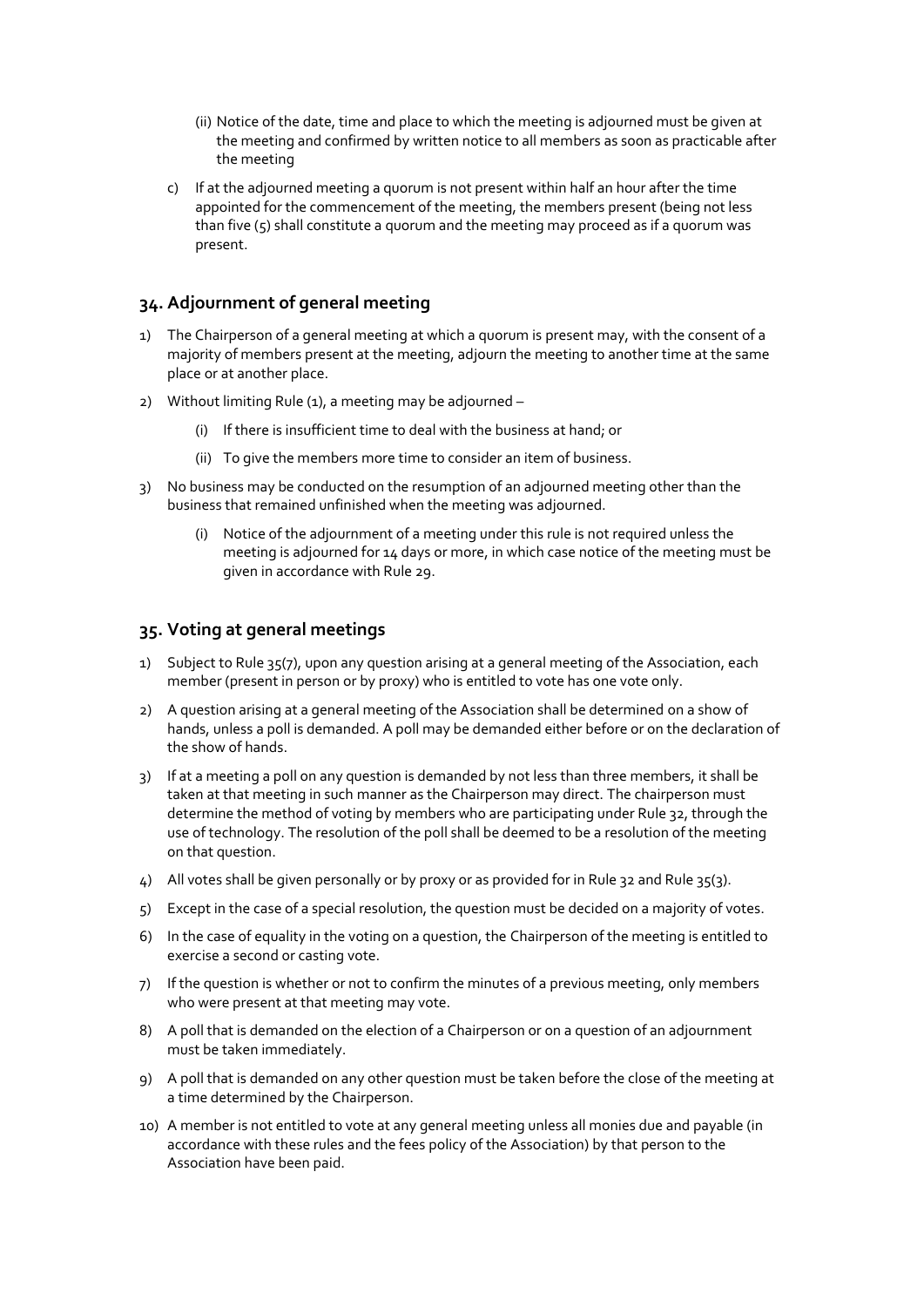(ii) Notice of the date, time and place to which the meeting is adjourned must be given at the meeting and confirmed by written notice to all members as soon as practicable after the meeting

c) If at the adjourned meeting a quorum is not present within half an hour after the time appointed for the commencement of the meeting, the members present (being not less than five (5) shall constitute a quorum and the meeting may proceed as if a quorum was present.

## 34. Adjournment of general meeting

1) The Chairperson of a general meeting at which a quorum is present may, with the consent of a majority of members present at the meeting, adjourn the meeting to another time at the same place or at another place.

2) Without limiting Rule (1), a meeting may be adjourned –

   (i) If there is insufficient time to deal with the business at hand; or

   (ii) To give the members more time to consider an item of business.

3) No business may be conducted on the resumption of an adjourned meeting other than the business that remained unfinished when the meeting was adjourned.

   (i) Notice of the adjournment of a meeting under this rule is not required unless the meeting is adjourned for 14 days or more, in which case notice of the meeting must be given in accordance with Rule 29.

## 35. Voting at general meetings

1) Subject to Rule 35(7), upon any question arising at a general meeting of the Association, each member (present in person or by proxy) who is entitled to vote has one vote only.

2) A question arising at a general meeting of the Association shall be determined on a show of hands, unless a poll is demanded. A poll may be demanded either before or on the declaration of the show of hands.

3) If at a meeting a poll on any question is demanded by not less than three members, it shall be taken at that meeting in such manner as the Chairperson may direct. The chairperson must determine the method of voting by members who are participating under Rule 32, through the use of technology. The resolution of the poll shall be deemed to be a resolution of the meeting on that question.

4) All votes shall be given personally or by proxy or as provided for in Rule 32 and Rule 35(3).

5) Except in the case of a special resolution, the question must be decided on a majority of votes.

6) In the case of equality in the voting on a question, the Chairperson of the meeting is entitled to exercise a second or casting vote.

7) If the question is whether or not to confirm the minutes of a previous meeting, only members who were present at that meeting may vote.

8) A poll that is demanded on the election of a Chairperson or on a question of an adjournment must be taken immediately.

9) A poll that is demanded on any other question must be taken before the close of the meeting at a time determined by the Chairperson.

10) A member is not entitled to vote at any general meeting unless all monies due and payable (in accordance with these rules and the fees policy of the Association) by that person to the Association have been paid.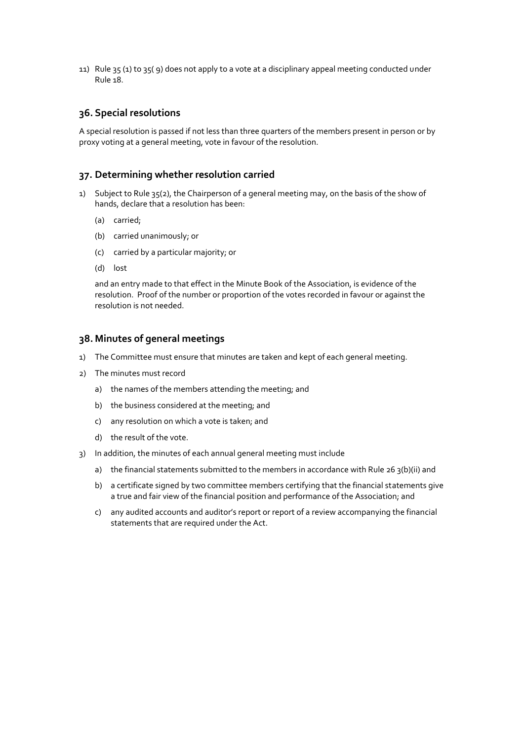11) Rule 35 (1) to 35( 9) does not apply to a vote at a disciplinary appeal meeting conducted under Rule 18.

## 36. Special resolutions

A special resolution is passed if not less than three quarters of the members present in person or by proxy voting at a general meeting, vote in favour of the resolution.

## 37. Determining whether resolution carried

1) Subject to Rule 35(2), the Chairperson of a general meeting may, on the basis of the show of hands, declare that a resolution has been:

   (a) carried;

   (b) carried unanimously; or

   (c) carried by a particular majority; or

   (d) lost

   and an entry made to that effect in the Minute Book of the Association, is evidence of the resolution. Proof of the number or proportion of the votes recorded in favour or against the resolution is not needed.

## 38. Minutes of general meetings

1) The Committee must ensure that minutes are taken and kept of each general meeting.
2) The minutes must record
   a) the names of the members attending the meeting; and
   b) the business considered at the meeting; and
   c) any resolution on which a vote is taken; and
   d) the result of the vote.
3) In addition, the minutes of each annual general meeting must include
   a) the financial statements submitted to the members in accordance with Rule 26 3(b)(ii) and
   b) a certificate signed by two committee members certifying that the financial statements give a true and fair view of the financial position and performance of the Association; and
   c) any audited accounts and auditor's report or report of a review accompanying the financial statements that are required under the Act.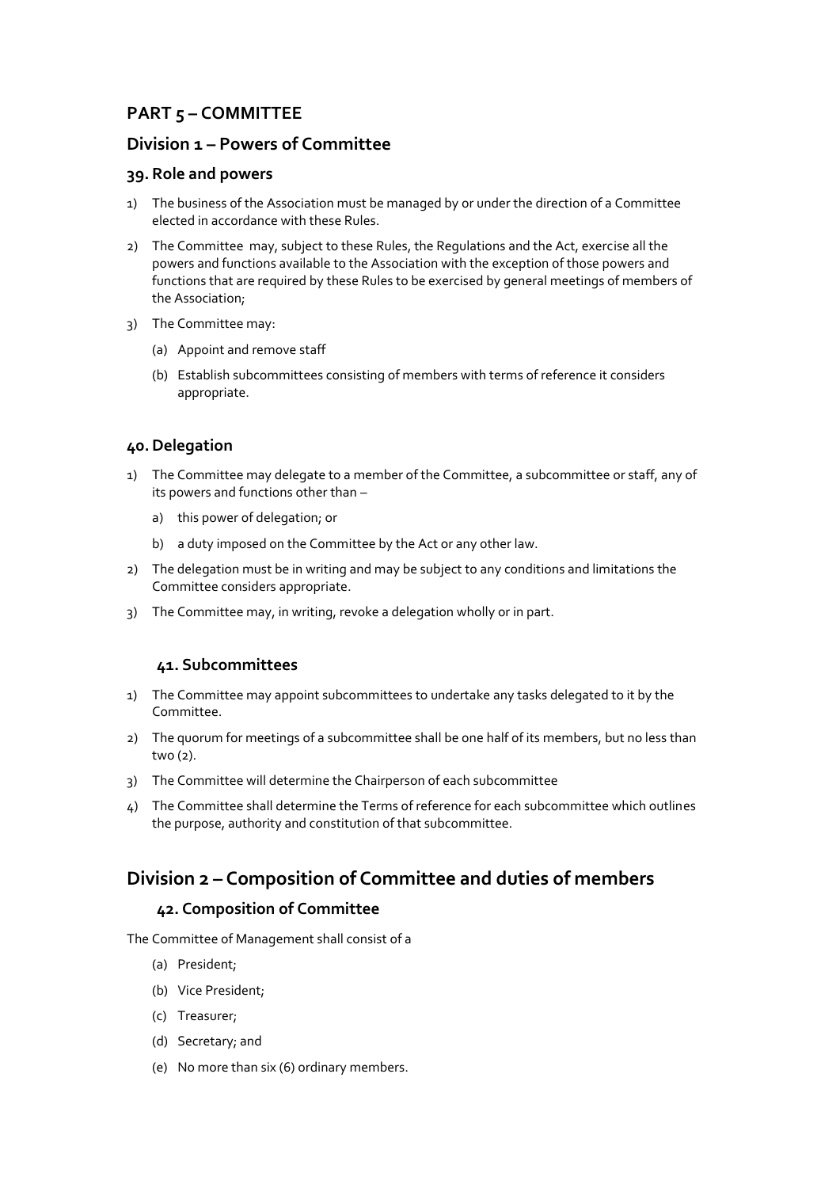# PART 5 – COMMITTEE

## Division 1 – Powers of Committee

### 39. Role and powers

1) The business of the Association must be managed by or under the direction of a Committee elected in accordance with these Rules.
2) The Committee may, subject to these Rules, the Regulations and the Act, exercise all the powers and functions available to the Association with the exception of those powers and functions that are required by these Rules to be exercised by general meetings of members of the Association;
3) The Committee may:
   - (a) Appoint and remove staff
   - (b) Establish subcommittees consisting of members with terms of reference it considers appropriate.

### 40. Delegation

1) The Committee may delegate to a member of the Committee, a subcommittee or staff, any of its powers and functions other than –
   - a) this power of delegation; or
   - b) a duty imposed on the Committee by the Act or any other law.
2) The delegation must be in writing and may be subject to any conditions and limitations the Committee considers appropriate.
3) The Committee may, in writing, revoke a delegation wholly or in part.

### 41. Subcommittees

1) The Committee may appoint subcommittees to undertake any tasks delegated to it by the Committee.
2) The quorum for meetings of a subcommittee shall be one half of its members, but no less than two (2).
3) The Committee will determine the Chairperson of each subcommittee
4) The Committee shall determine the Terms of reference for each subcommittee which outlines the purpose, authority and constitution of that subcommittee.

## Division 2 – Composition of Committee and duties of members

### 42. Composition of Committee

The Committee of Management shall consist of a

- (a) President;
- (b) Vice President;
- (c) Treasurer;
- (d) Secretary; and
- (e) No more than six (6) ordinary members.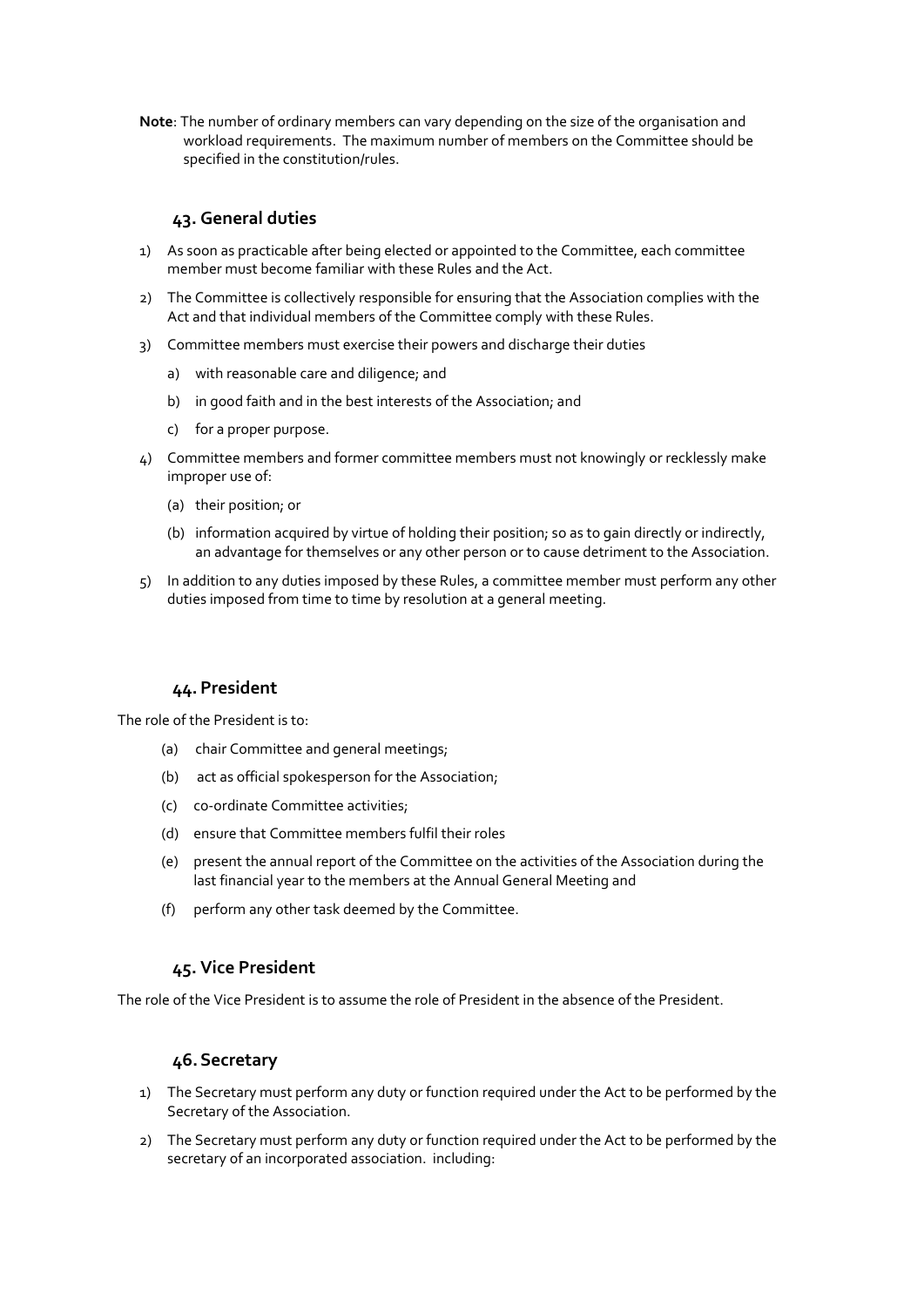**Note**: The number of ordinary members can vary depending on the size of the organisation and workload requirements. The maximum number of members on the Committee should be specified in the constitution/rules.

## 43. General duties

1) As soon as practicable after being elected or appointed to the Committee, each committee member must become familiar with these Rules and the Act.
2) The Committee is collectively responsible for ensuring that the Association complies with the Act and that individual members of the Committee comply with these Rules.
3) Committee members must exercise their powers and discharge their duties
   a) with reasonable care and diligence; and
   b) in good faith and in the best interests of the Association; and
   c) for a proper purpose.
4) Committee members and former committee members must not knowingly or recklessly make improper use of:
   (a) their position; or
   (b) information acquired by virtue of holding their position; so as to gain directly or indirectly, an advantage for themselves or any other person or to cause detriment to the Association.
5) In addition to any duties imposed by these Rules, a committee member must perform any other duties imposed from time to time by resolution at a general meeting.

## 44. President

The role of the President is to:

(a) chair Committee and general meetings;

(b) act as official spokesperson for the Association;

(c) co-ordinate Committee activities;

(d) ensure that Committee members fulfil their roles

(e) present the annual report of the Committee on the activities of the Association during the last financial year to the members at the Annual General Meeting and

(f) perform any other task deemed by the Committee.

## 45. Vice President

The role of the Vice President is to assume the role of President in the absence of the President.

## 46. Secretary

1) The Secretary must perform any duty or function required under the Act to be performed by the Secretary of the Association.
2) The Secretary must perform any duty or function required under the Act to be performed by the secretary of an incorporated association. including: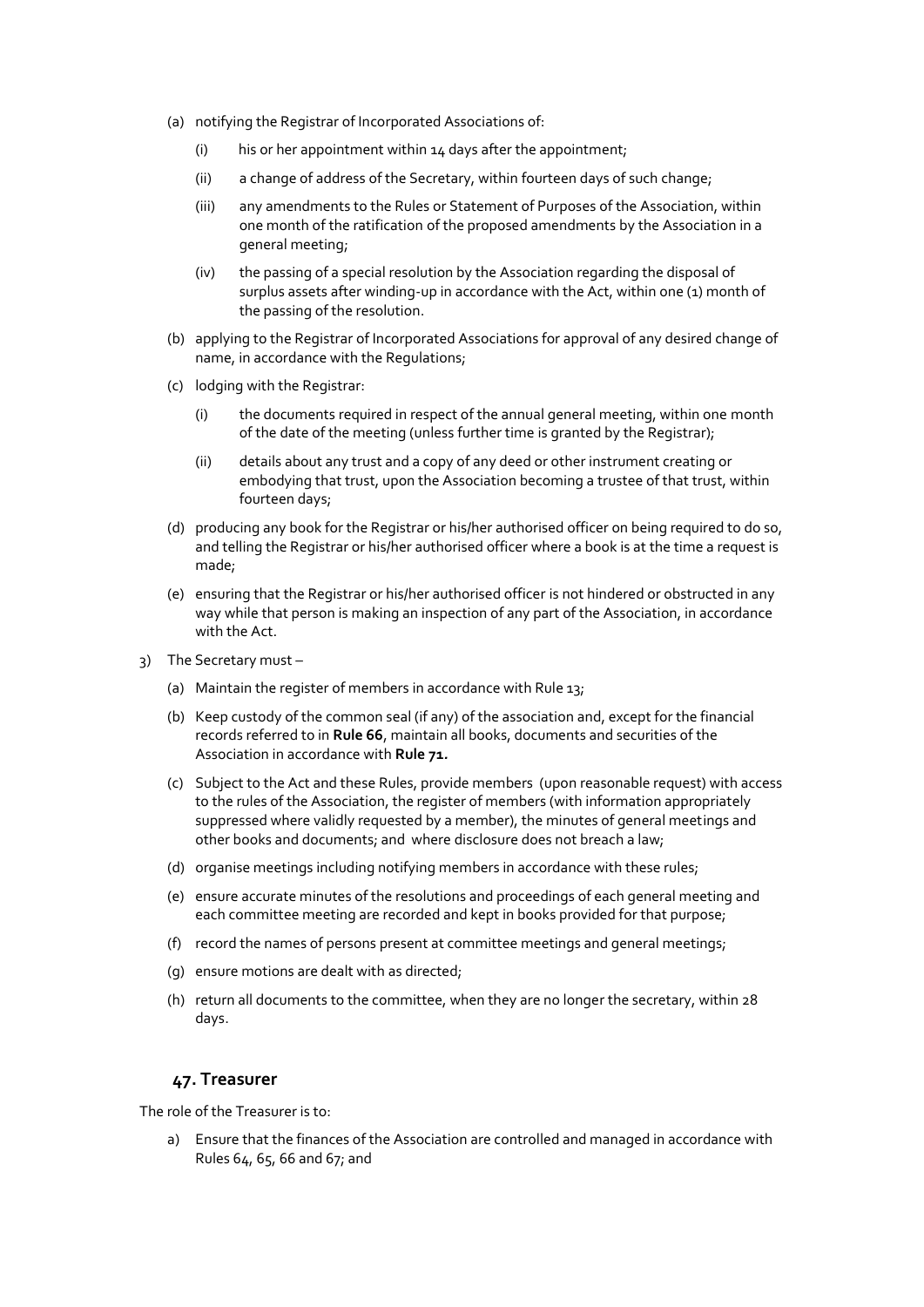(a) notifying the Registrar of Incorporated Associations of:

   (i) his or her appointment within 14 days after the appointment;

   (ii) a change of address of the Secretary, within fourteen days of such change;

   (iii) any amendments to the Rules or Statement of Purposes of the Association, within one month of the ratification of the proposed amendments by the Association in a general meeting;

   (iv) the passing of a special resolution by the Association regarding the disposal of surplus assets after winding-up in accordance with the Act, within one (1) month of the passing of the resolution.

(b) applying to the Registrar of Incorporated Associations for approval of any desired change of name, in accordance with the Regulations;

(c) lodging with the Registrar:

   (i) the documents required in respect of the annual general meeting, within one month of the date of the meeting (unless further time is granted by the Registrar);

   (ii) details about any trust and a copy of any deed or other instrument creating or embodying that trust, upon the Association becoming a trustee of that trust, within fourteen days;

(d) producing any book for the Registrar or his/her authorised officer on being required to do so, and telling the Registrar or his/her authorised officer where a book is at the time a request is made;

(e) ensuring that the Registrar or his/her authorised officer is not hindered or obstructed in any way while that person is making an inspection of any part of the Association, in accordance with the Act.

3) The Secretary must –

   (a) Maintain the register of members in accordance with Rule 13;

   (b) Keep custody of the common seal (if any) of the association and, except for the financial records referred to in **Rule 66**, maintain all books, documents and securities of the Association in accordance with **Rule 71.**

   (c) Subject to the Act and these Rules, provide members (upon reasonable request) with access to the rules of the Association, the register of members (with information appropriately suppressed where validly requested by a member), the minutes of general meetings and other books and documents; and where disclosure does not breach a law;

   (d) organise meetings including notifying members in accordance with these rules;

   (e) ensure accurate minutes of the resolutions and proceedings of each general meeting and each committee meeting are recorded and kept in books provided for that purpose;

   (f) record the names of persons present at committee meetings and general meetings;

   (g) ensure motions are dealt with as directed;

   (h) return all documents to the committee, when they are no longer the secretary, within 28 days.

### 47. Treasurer

The role of the Treasurer is to:

a) Ensure that the finances of the Association are controlled and managed in accordance with Rules 64, 65, 66 and 67; and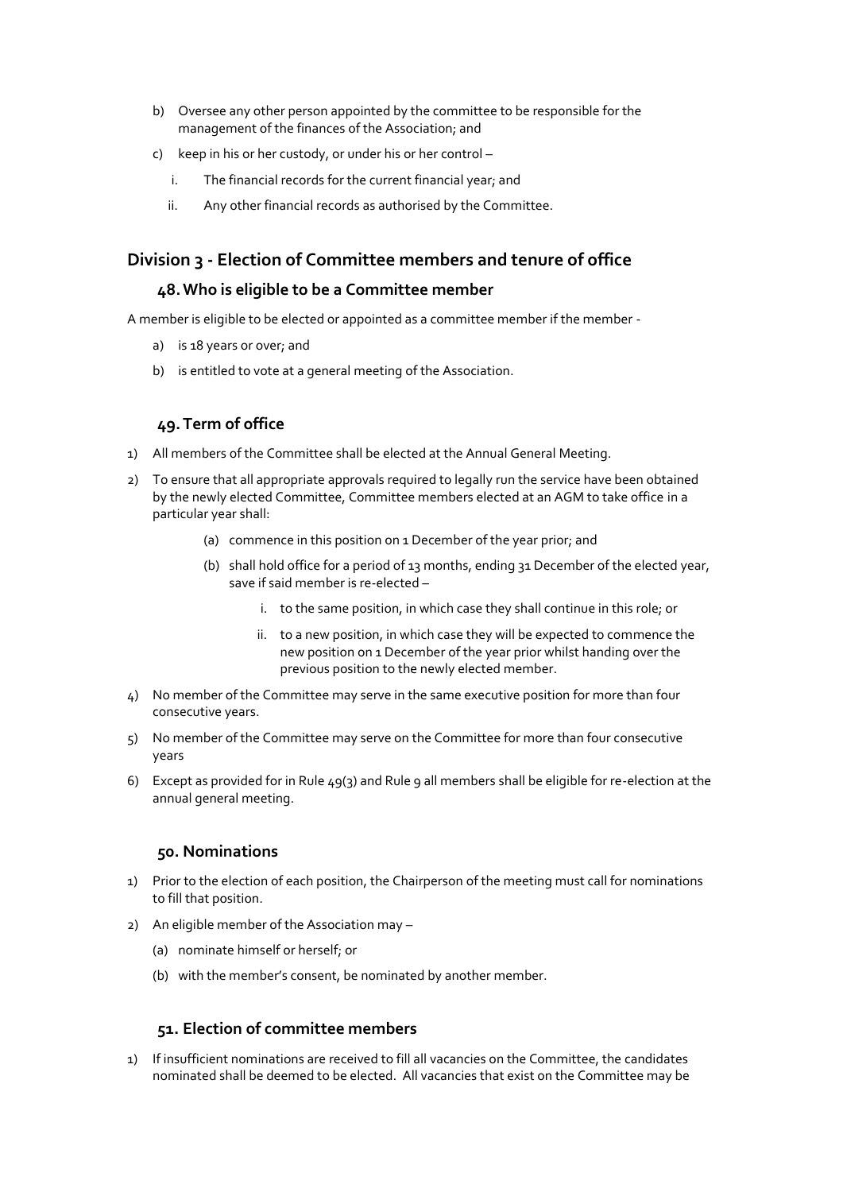b) Oversee any other person appointed by the committee to be responsible for the management of the finances of the Association; and

c) keep in his or her custody, or under his or her control –

   i. The financial records for the current financial year; and

   ii. Any other financial records as authorised by the Committee.

## Division 3 - Election of Committee members and tenure of office

### 48. Who is eligible to be a Committee member

A member is eligible to be elected or appointed as a committee member if the member -

a) is 18 years or over; and

b) is entitled to vote at a general meeting of the Association.

### 49. Term of office

1) All members of the Committee shall be elected at the Annual General Meeting.

2) To ensure that all appropriate approvals required to legally run the service have been obtained by the newly elected Committee, Committee members elected at an AGM to take office in a particular year shall:

   (a) commence in this position on 1 December of the year prior; and

   (b) shall hold office for a period of 13 months, ending 31 December of the elected year, save if said member is re-elected –

      i. to the same position, in which case they shall continue in this role; or

      ii. to a new position, in which case they will be expected to commence the new position on 1 December of the year prior whilst handing over the previous position to the newly elected member.

4) No member of the Committee may serve in the same executive position for more than four consecutive years.

5) No member of the Committee may serve on the Committee for more than four consecutive years

6) Except as provided for in Rule 49(3) and Rule 9 all members shall be eligible for re-election at the annual general meeting.

### 50. Nominations

1) Prior to the election of each position, the Chairperson of the meeting must call for nominations to fill that position.

2) An eligible member of the Association may –

   (a) nominate himself or herself; or

   (b) with the member's consent, be nominated by another member.

### 51. Election of committee members

1) If insufficient nominations are received to fill all vacancies on the Committee, the candidates nominated shall be deemed to be elected. All vacancies that exist on the Committee may be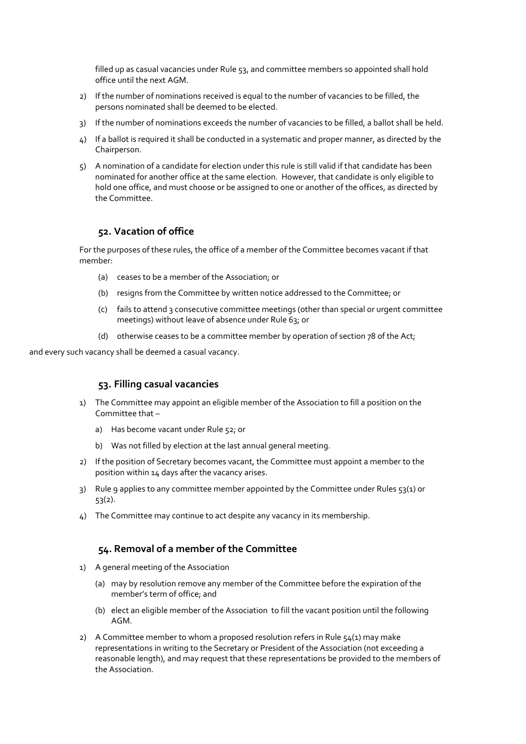filled up as casual vacancies under Rule 53, and committee members so appointed shall hold office until the next AGM.

2) If the number of nominations received is equal to the number of vacancies to be filled, the persons nominated shall be deemed to be elected.

3) If the number of nominations exceeds the number of vacancies to be filled, a ballot shall be held.

4) If a ballot is required it shall be conducted in a systematic and proper manner, as directed by the Chairperson.

5) A nomination of a candidate for election under this rule is still valid if that candidate has been nominated for another office at the same election. However, that candidate is only eligible to hold one office, and must choose or be assigned to one or another of the offices, as directed by the Committee.

### 52. Vacation of office

For the purposes of these rules, the office of a member of the Committee becomes vacant if that member:

(a) ceases to be a member of the Association; or

(b) resigns from the Committee by written notice addressed to the Committee; or

(c) fails to attend 3 consecutive committee meetings (other than special or urgent committee meetings) without leave of absence under Rule 63; or

(d) otherwise ceases to be a committee member by operation of section 78 of the Act;

and every such vacancy shall be deemed a casual vacancy.

### 53. Filling casual vacancies

1) The Committee may appoint an eligible member of the Association to fill a position on the Committee that –

   a) Has become vacant under Rule 52; or

   b) Was not filled by election at the last annual general meeting.

2) If the position of Secretary becomes vacant, the Committee must appoint a member to the position within 14 days after the vacancy arises.

3) Rule 9 applies to any committee member appointed by the Committee under Rules 53(1) or 53(2).

4) The Committee may continue to act despite any vacancy in its membership.

### 54. Removal of a member of the Committee

1) A general meeting of the Association

   (a) may by resolution remove any member of the Committee before the expiration of the member's term of office; and

   (b) elect an eligible member of the Association to fill the vacant position until the following AGM.

2) A Committee member to whom a proposed resolution refers in Rule 54(1) may make representations in writing to the Secretary or President of the Association (not exceeding a reasonable length), and may request that these representations be provided to the members of the Association.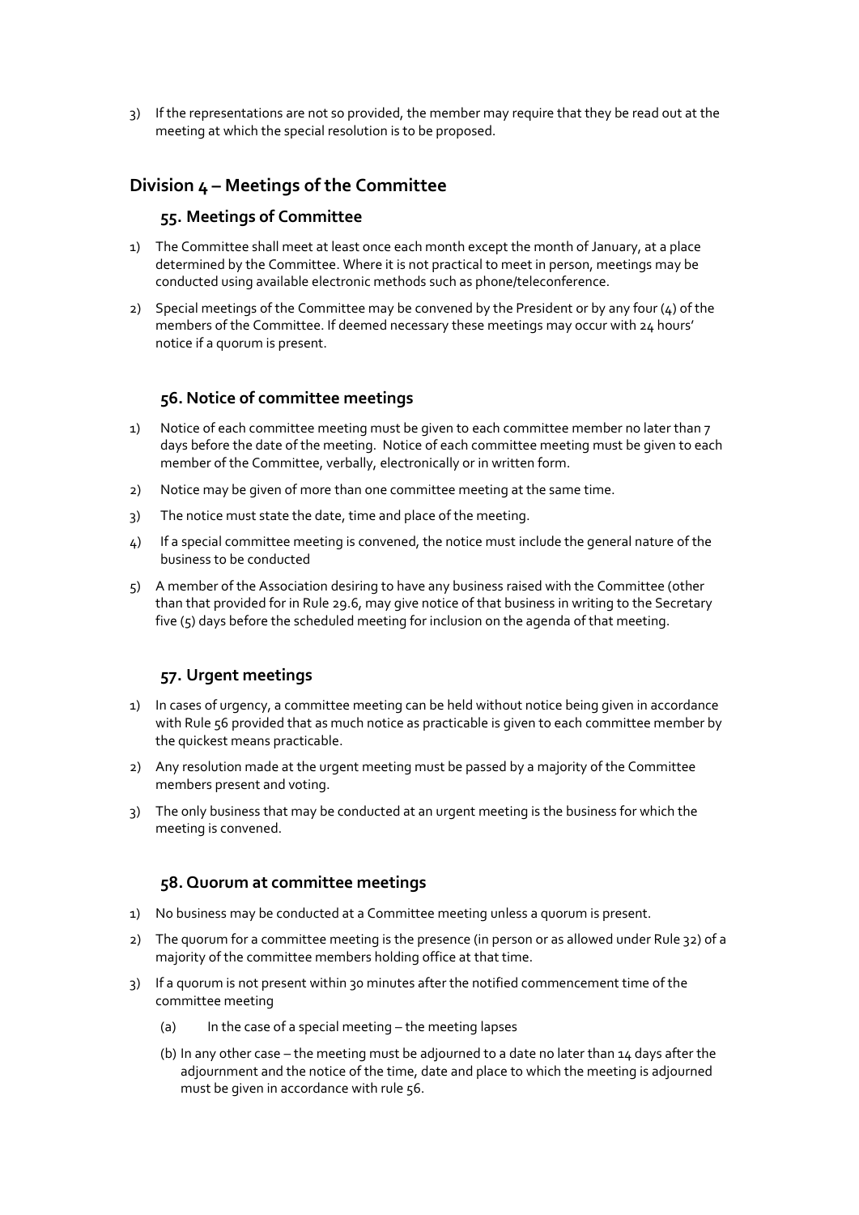3) If the representations are not so provided, the member may require that they be read out at the meeting at which the special resolution is to be proposed.

## Division 4 – Meetings of the Committee

### 55. Meetings of Committee

1) The Committee shall meet at least once each month except the month of January, at a place determined by the Committee. Where it is not practical to meet in person, meetings may be conducted using available electronic methods such as phone/teleconference.
2) Special meetings of the Committee may be convened by the President or by any four (4) of the members of the Committee. If deemed necessary these meetings may occur with 24 hours' notice if a quorum is present.

### 56. Notice of committee meetings

1) Notice of each committee meeting must be given to each committee member no later than 7 days before the date of the meeting. Notice of each committee meeting must be given to each member of the Committee, verbally, electronically or in written form.
2) Notice may be given of more than one committee meeting at the same time.
3) The notice must state the date, time and place of the meeting.
4) If a special committee meeting is convened, the notice must include the general nature of the business to be conducted
5) A member of the Association desiring to have any business raised with the Committee (other than that provided for in Rule 29.6, may give notice of that business in writing to the Secretary five (5) days before the scheduled meeting for inclusion on the agenda of that meeting.

### 57. Urgent meetings

1) In cases of urgency, a committee meeting can be held without notice being given in accordance with Rule 56 provided that as much notice as practicable is given to each committee member by the quickest means practicable.
2) Any resolution made at the urgent meeting must be passed by a majority of the Committee members present and voting.
3) The only business that may be conducted at an urgent meeting is the business for which the meeting is convened.

### 58. Quorum at committee meetings

1) No business may be conducted at a Committee meeting unless a quorum is present.
2) The quorum for a committee meeting is the presence (in person or as allowed under Rule 32) of a majority of the committee members holding office at that time.
3) If a quorum is not present within 30 minutes after the notified commencement time of the committee meeting
   (a) In the case of a special meeting – the meeting lapses
   (b) In any other case – the meeting must be adjourned to a date no later than 14 days after the adjournment and the notice of the time, date and place to which the meeting is adjourned must be given in accordance with rule 56.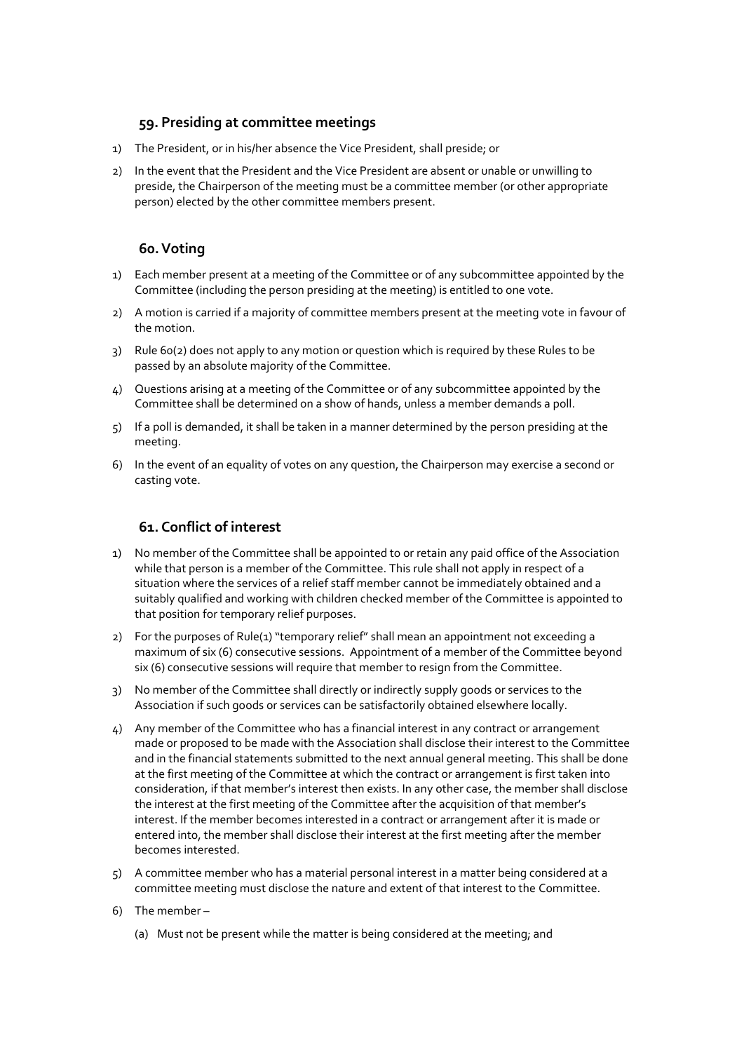## 59. Presiding at committee meetings

1) The President, or in his/her absence the Vice President, shall preside; or
2) In the event that the President and the Vice President are absent or unable or unwilling to preside, the Chairperson of the meeting must be a committee member (or other appropriate person) elected by the other committee members present.

## 60. Voting

1) Each member present at a meeting of the Committee or of any subcommittee appointed by the Committee (including the person presiding at the meeting) is entitled to one vote.
2) A motion is carried if a majority of committee members present at the meeting vote in favour of the motion.
3) Rule 60(2) does not apply to any motion or question which is required by these Rules to be passed by an absolute majority of the Committee.
4) Questions arising at a meeting of the Committee or of any subcommittee appointed by the Committee shall be determined on a show of hands, unless a member demands a poll.
5) If a poll is demanded, it shall be taken in a manner determined by the person presiding at the meeting.
6) In the event of an equality of votes on any question, the Chairperson may exercise a second or casting vote.

## 61. Conflict of interest

1) No member of the Committee shall be appointed to or retain any paid office of the Association while that person is a member of the Committee. This rule shall not apply in respect of a situation where the services of a relief staff member cannot be immediately obtained and a suitably qualified and working with children checked member of the Committee is appointed to that position for temporary relief purposes.
2) For the purposes of Rule(1) "temporary relief" shall mean an appointment not exceeding a maximum of six (6) consecutive sessions. Appointment of a member of the Committee beyond six (6) consecutive sessions will require that member to resign from the Committee.
3) No member of the Committee shall directly or indirectly supply goods or services to the Association if such goods or services can be satisfactorily obtained elsewhere locally.
4) Any member of the Committee who has a financial interest in any contract or arrangement made or proposed to be made with the Association shall disclose their interest to the Committee and in the financial statements submitted to the next annual general meeting. This shall be done at the first meeting of the Committee at which the contract or arrangement is first taken into consideration, if that member's interest then exists. In any other case, the member shall disclose the interest at the first meeting of the Committee after the acquisition of that member's interest. If the member becomes interested in a contract or arrangement after it is made or entered into, the member shall disclose their interest at the first meeting after the member becomes interested.
5) A committee member who has a material personal interest in a matter being considered at a committee meeting must disclose the nature and extent of that interest to the Committee.
6) The member –
   (a) Must not be present while the matter is being considered at the meeting; and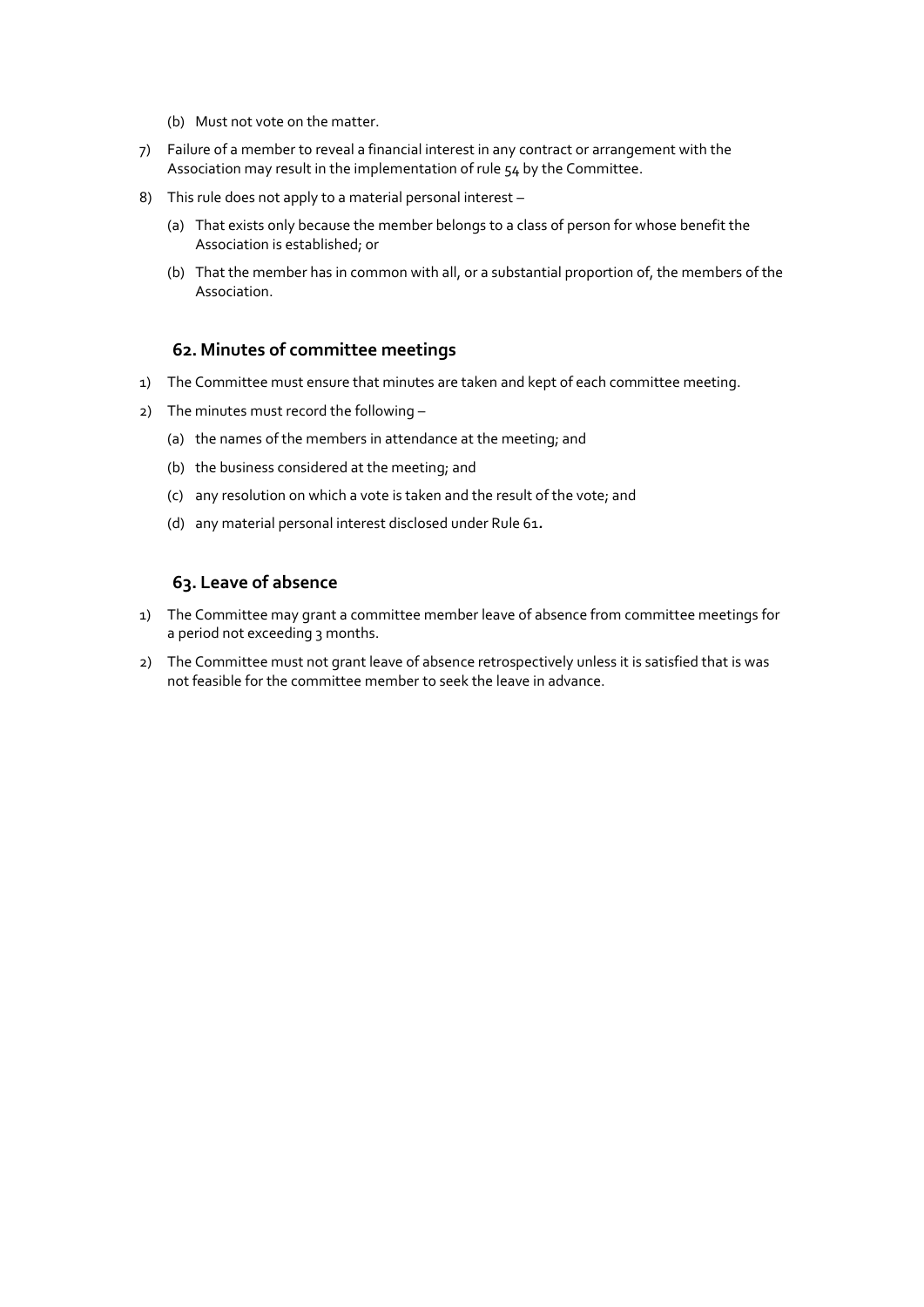(b) Must not vote on the matter.

7) Failure of a member to reveal a financial interest in any contract or arrangement with the Association may result in the implementation of rule 54 by the Committee.

8) This rule does not apply to a material personal interest –

   (a) That exists only because the member belongs to a class of person for whose benefit the Association is established; or

   (b) That the member has in common with all, or a substantial proportion of, the members of the Association.

## 62. Minutes of committee meetings

1) The Committee must ensure that minutes are taken and kept of each committee meeting.

2) The minutes must record the following –

   (a) the names of the members in attendance at the meeting; and

   (b) the business considered at the meeting; and

   (c) any resolution on which a vote is taken and the result of the vote; and

   (d) any material personal interest disclosed under Rule 61.

## 63. Leave of absence

1) The Committee may grant a committee member leave of absence from committee meetings for a period not exceeding 3 months.

2) The Committee must not grant leave of absence retrospectively unless it is satisfied that is was not feasible for the committee member to seek the leave in advance.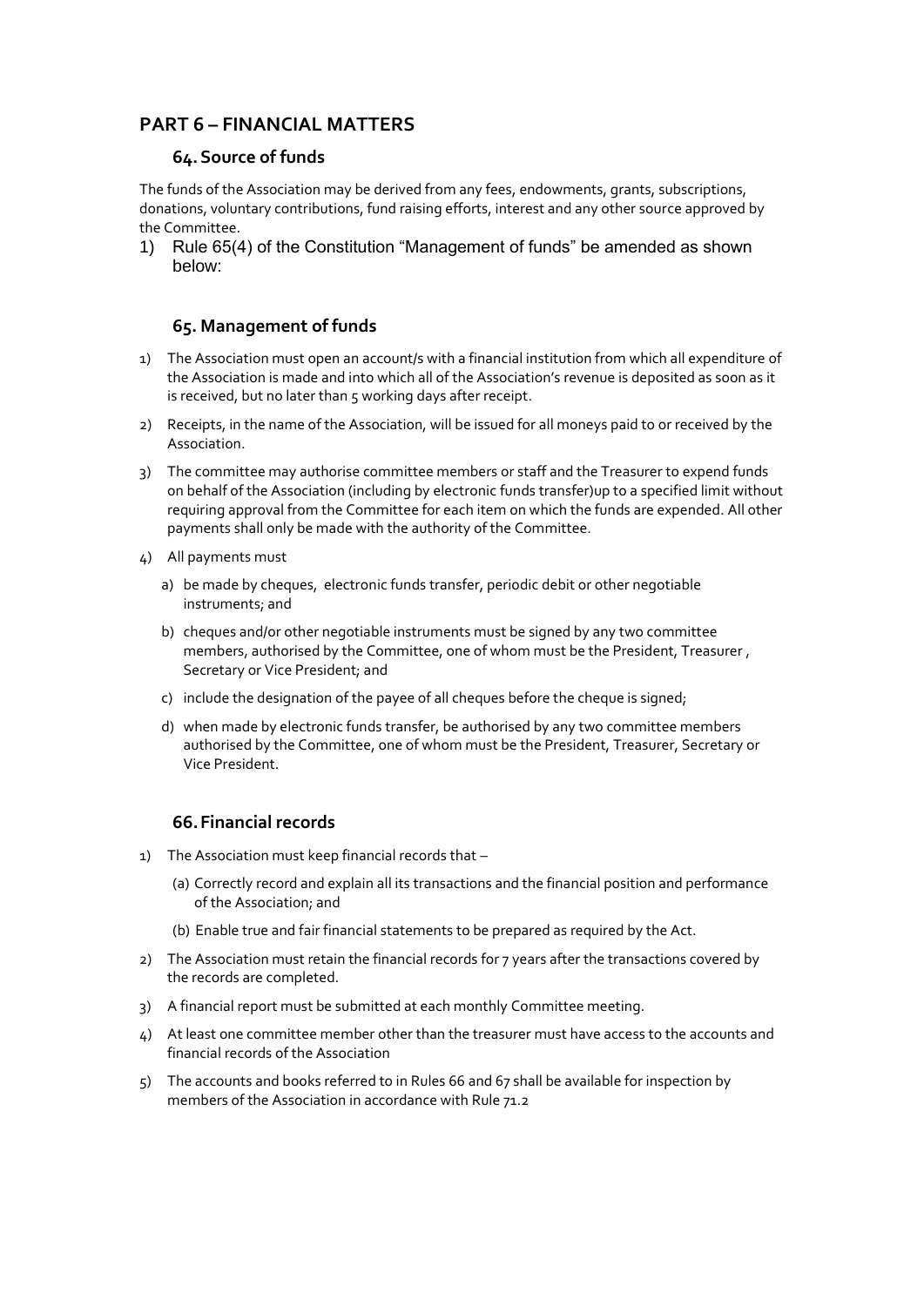## PART 6 – FINANCIAL MATTERS

### 64. Source of funds

The funds of the Association may be derived from any fees, endowments, grants, subscriptions, donations, voluntary contributions, fund raising efforts, interest and any other source approved by the Committee.

1) Rule 65(4) of the Constitution “Management of funds” be amended as shown below:

### 65. Management of funds

1) The Association must open an account/s with a financial institution from which all expenditure of the Association is made and into which all of the Association's revenue is deposited as soon as it is received, but no later than 5 working days after receipt.
2) Receipts, in the name of the Association, will be issued for all moneys paid to or received by the Association.
3) The committee may authorise committee members or staff and the Treasurer to expend funds on behalf of the Association (including by electronic funds transfer)up to a specified limit without requiring approval from the Committee for each item on which the funds are expended. All other payments shall only be made with the authority of the Committee.
4) All payments must
   a) be made by cheques, electronic funds transfer, periodic debit or other negotiable instruments; and
   b) cheques and/or other negotiable instruments must be signed by any two committee members, authorised by the Committee, one of whom must be the President, Treasurer , Secretary or Vice President; and
   c) include the designation of the payee of all cheques before the cheque is signed;
   d) when made by electronic funds transfer, be authorised by any two committee members authorised by the Committee, one of whom must be the President, Treasurer, Secretary or Vice President.

### 66. Financial records

1) The Association must keep financial records that –
   (a) Correctly record and explain all its transactions and the financial position and performance of the Association; and
   (b) Enable true and fair financial statements to be prepared as required by the Act.
2) The Association must retain the financial records for 7 years after the transactions covered by the records are completed.
3) A financial report must be submitted at each monthly Committee meeting.
4) At least one committee member other than the treasurer must have access to the accounts and financial records of the Association
5) The accounts and books referred to in Rules 66 and 67 shall be available for inspection by members of the Association in accordance with Rule 71.2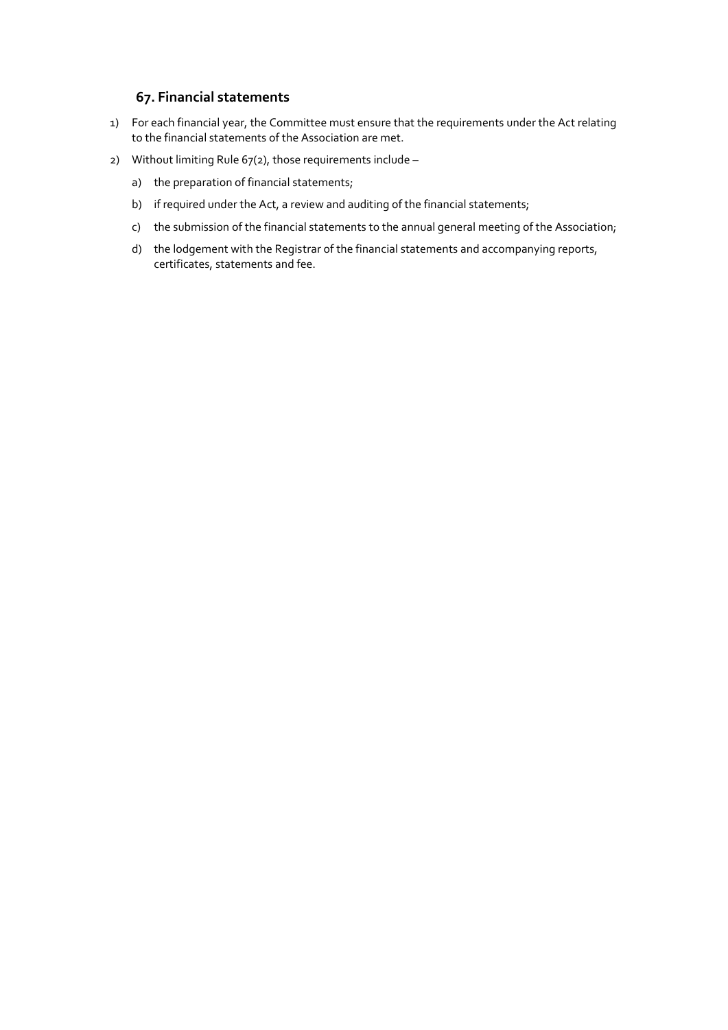## 67. Financial statements

1) For each financial year, the Committee must ensure that the requirements under the Act relating to the financial statements of the Association are met.

2) Without limiting Rule 67(2), those requirements include –

   a) the preparation of financial statements;

   b) if required under the Act, a review and auditing of the financial statements;

   c) the submission of the financial statements to the annual general meeting of the Association;

   d) the lodgement with the Registrar of the financial statements and accompanying reports, certificates, statements and fee.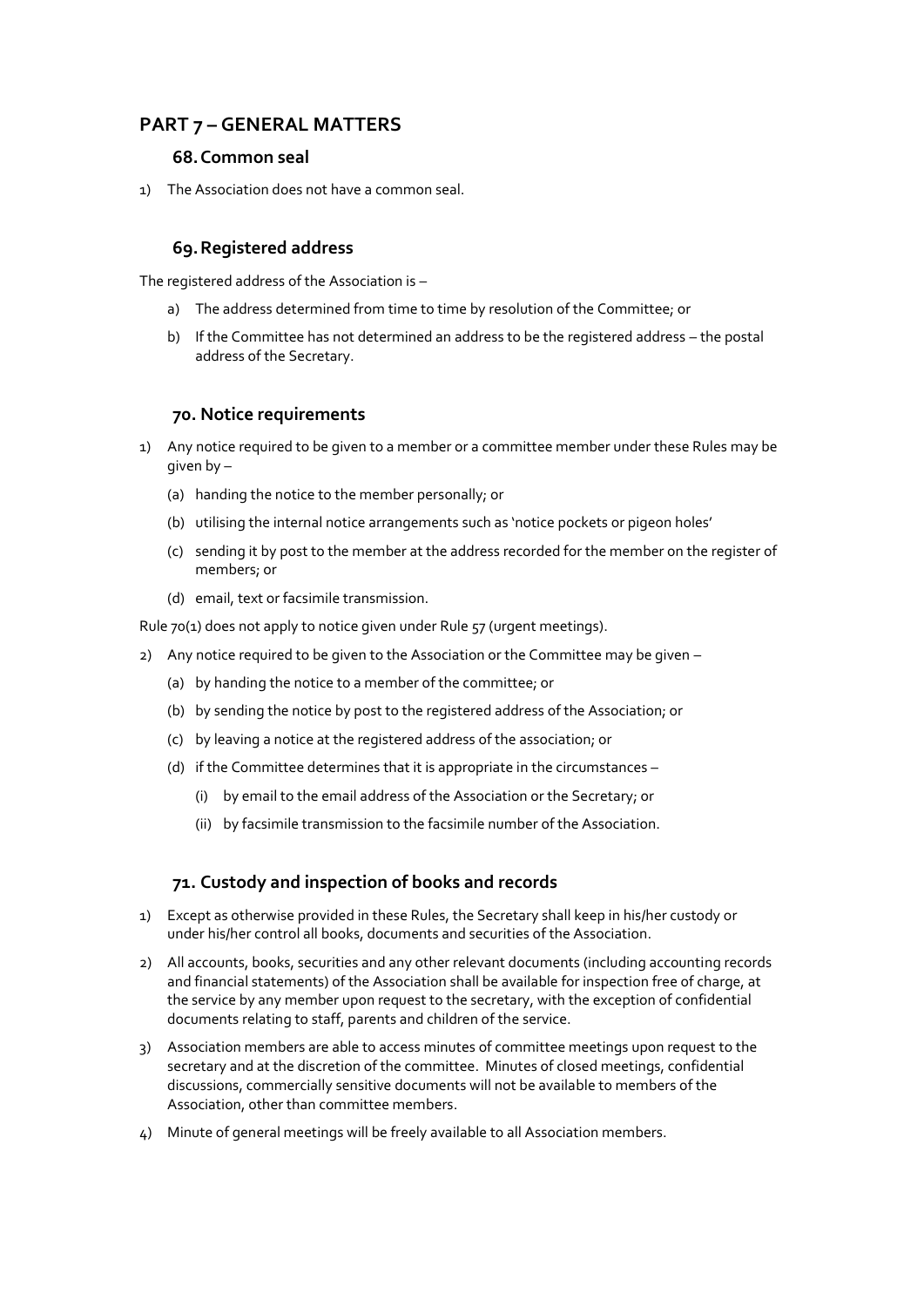## PART 7 – GENERAL MATTERS

### 68. Common seal

1) The Association does not have a common seal.

### 69. Registered address

The registered address of the Association is –

a) The address determined from time to time by resolution of the Committee; or
b) If the Committee has not determined an address to be the registered address – the postal address of the Secretary.

### 70. Notice requirements

1) Any notice required to be given to a member or a committee member under these Rules may be given by –
   (a) handing the notice to the member personally; or
   (b) utilising the internal notice arrangements such as 'notice pockets or pigeon holes'
   (c) sending it by post to the member at the address recorded for the member on the register of members; or
   (d) email, text or facsimile transmission.

Rule 70(1) does not apply to notice given under Rule 57 (urgent meetings).

2) Any notice required to be given to the Association or the Committee may be given –
   (a) by handing the notice to a member of the committee; or
   (b) by sending the notice by post to the registered address of the Association; or
   (c) by leaving a notice at the registered address of the association; or
   (d) if the Committee determines that it is appropriate in the circumstances –
      (i) by email to the email address of the Association or the Secretary; or
      (ii) by facsimile transmission to the facsimile number of the Association.

### 71. Custody and inspection of books and records

1) Except as otherwise provided in these Rules, the Secretary shall keep in his/her custody or under his/her control all books, documents and securities of the Association.
2) All accounts, books, securities and any other relevant documents (including accounting records and financial statements) of the Association shall be available for inspection free of charge, at the service by any member upon request to the secretary, with the exception of confidential documents relating to staff, parents and children of the service.
3) Association members are able to access minutes of committee meetings upon request to the secretary and at the discretion of the committee. Minutes of closed meetings, confidential discussions, commercially sensitive documents will not be available to members of the Association, other than committee members.
4) Minute of general meetings will be freely available to all Association members.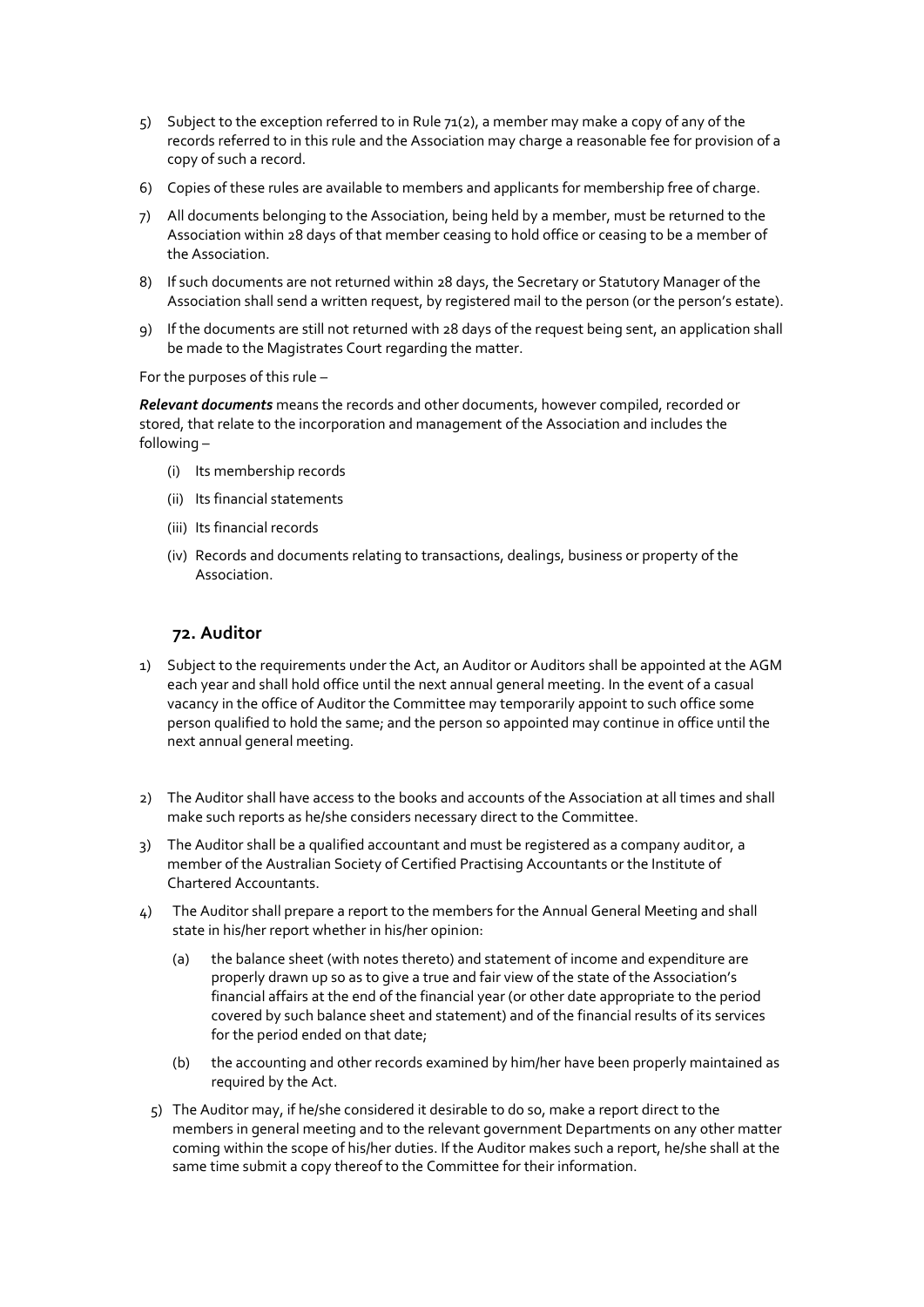5) Subject to the exception referred to in Rule 71(2), a member may make a copy of any of the records referred to in this rule and the Association may charge a reasonable fee for provision of a copy of such a record.

6) Copies of these rules are available to members and applicants for membership free of charge.

7) All documents belonging to the Association, being held by a member, must be returned to the Association within 28 days of that member ceasing to hold office or ceasing to be a member of the Association.

8) If such documents are not returned within 28 days, the Secretary or Statutory Manager of the Association shall send a written request, by registered mail to the person (or the person's estate).

9) If the documents are still not returned with 28 days of the request being sent, an application shall be made to the Magistrates Court regarding the matter.

For the purposes of this rule –

***Relevant documents*** means the records and other documents, however compiled, recorded or stored, that relate to the incorporation and management of the Association and includes the following –

(i) Its membership records

(ii) Its financial statements

(iii) Its financial records

(iv) Records and documents relating to transactions, dealings, business or property of the Association.

## 72. Auditor

1) Subject to the requirements under the Act, an Auditor or Auditors shall be appointed at the AGM each year and shall hold office until the next annual general meeting. In the event of a casual vacancy in the office of Auditor the Committee may temporarily appoint to such office some person qualified to hold the same; and the person so appointed may continue in office until the next annual general meeting.

2) The Auditor shall have access to the books and accounts of the Association at all times and shall make such reports as he/she considers necessary direct to the Committee.

3) The Auditor shall be a qualified accountant and must be registered as a company auditor, a member of the Australian Society of Certified Practising Accountants or the Institute of Chartered Accountants.

4) The Auditor shall prepare a report to the members for the Annual General Meeting and shall state in his/her report whether in his/her opinion:

   (a) the balance sheet (with notes thereto) and statement of income and expenditure are properly drawn up so as to give a true and fair view of the state of the Association's financial affairs at the end of the financial year (or other date appropriate to the period covered by such balance sheet and statement) and of the financial results of its services for the period ended on that date;

   (b) the accounting and other records examined by him/her have been properly maintained as required by the Act.

5) The Auditor may, if he/she considered it desirable to do so, make a report direct to the members in general meeting and to the relevant government Departments on any other matter coming within the scope of his/her duties. If the Auditor makes such a report, he/she shall at the same time submit a copy thereof to the Committee for their information.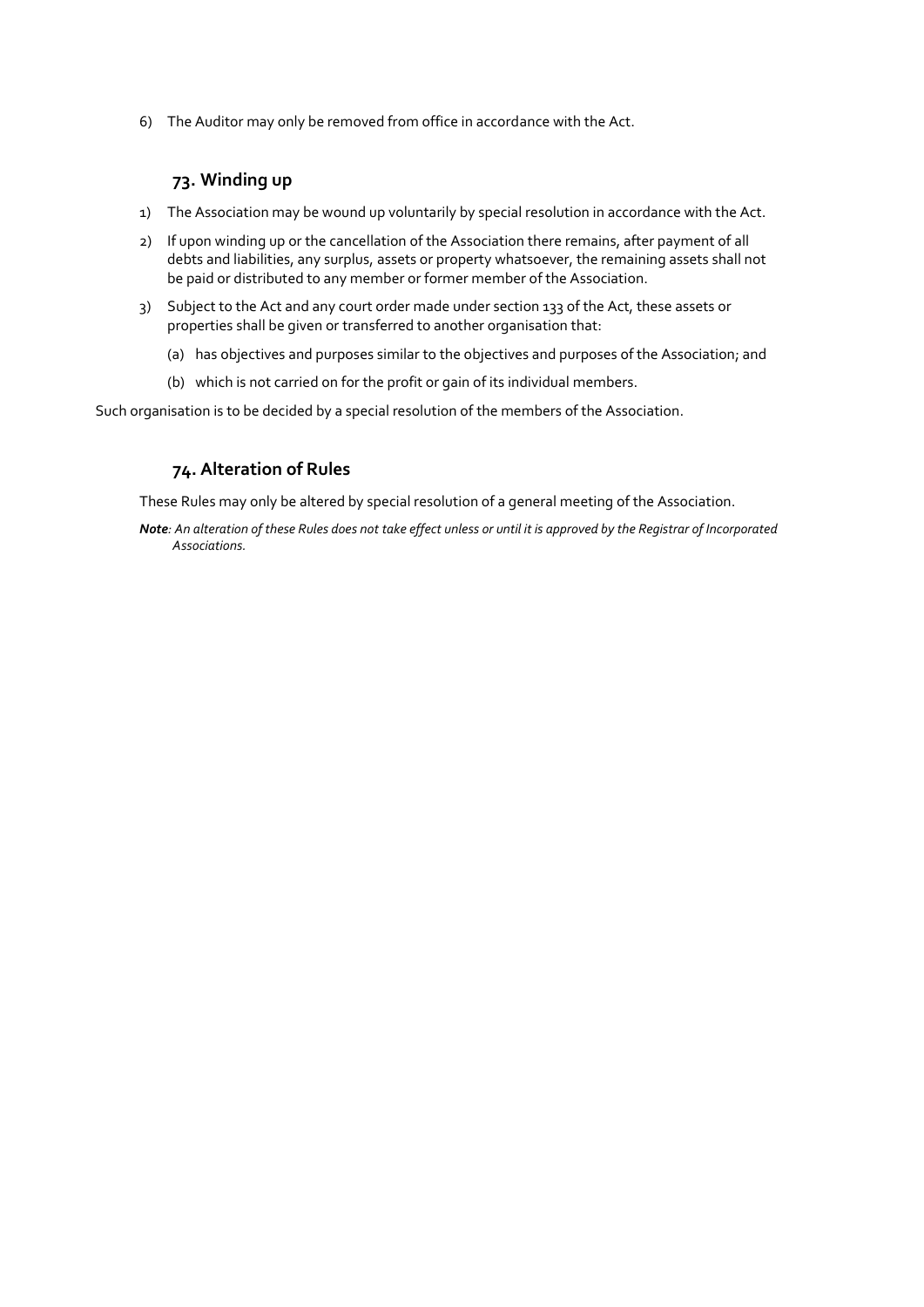6) The Auditor may only be removed from office in accordance with the Act.

## 73. Winding up

1) The Association may be wound up voluntarily by special resolution in accordance with the Act.
2) If upon winding up or the cancellation of the Association there remains, after payment of all debts and liabilities, any surplus, assets or property whatsoever, the remaining assets shall not be paid or distributed to any member or former member of the Association.
3) Subject to the Act and any court order made under section 133 of the Act, these assets or properties shall be given or transferred to another organisation that:
   - (a) has objectives and purposes similar to the objectives and purposes of the Association; and
   - (b) which is not carried on for the profit or gain of its individual members.

Such organisation is to be decided by a special resolution of the members of the Association.

## 74. Alteration of Rules

These Rules may only be altered by special resolution of a general meeting of the Association.

***Note****: An alteration of these Rules does not take effect unless or until it is approved by the Registrar of Incorporated Associations.*